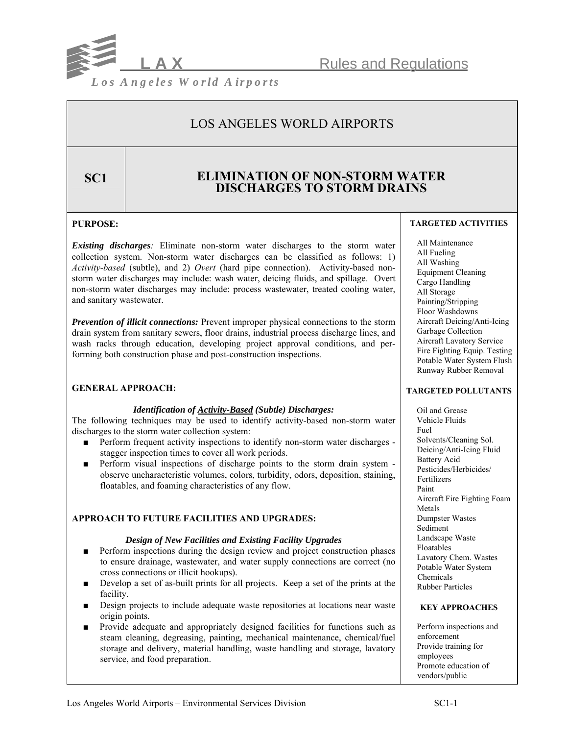# LOS ANGELES WORLD AIRPORTS

## SC1 ELIMINATION OF NON-STORM WATER DISCHARGES TO STORM DRAINS

**PURPOSE:**

***Existing discharges**:* Eliminate non-storm water discharges to the storm water collection system. Non-storm water discharges can be classified as follows: 1) *Activity-based* (subtle), and 2) *Overt* (hard pipe connection). Activity-based non-storm water discharges may include: wash water, deicing fluids, and spillage. Overt non-storm water discharges may include: process wastewater, treated cooling water, and sanitary wastewater.

***Prevention of illicit connections:*** Prevent improper physical connections to the storm drain system from sanitary sewers, floor drains, industrial process discharge lines, and wash racks through education, developing project approval conditions, and performing both construction phase and post-construction inspections.

**GENERAL APPROACH:**

***Identification of Activity-Based (Subtle) Discharges:***

The following techniques may be used to identify activity-based non-storm water discharges to the storm water collection system:

- Perform frequent activity inspections to identify non-storm water discharges - stagger inspection times to cover all work periods.
- Perform visual inspections of discharge points to the storm drain system - observe uncharacteristic volumes, colors, turbidity, odors, deposition, staining, floatables, and foaming characteristics of any flow.

**APPROACH TO FUTURE FACILITIES AND UPGRADES:**

***Design of New Facilities and Existing Facility Upgrades***

- Perform inspections during the design review and project construction phases to ensure drainage, wastewater, and water supply connections are correct (no cross connections or illicit hookups).
- Develop a set of as-built prints for all projects. Keep a set of the prints at the facility.
- Design projects to include adequate waste repositories at locations near waste origin points.
- Provide adequate and appropriately designed facilities for functions such as steam cleaning, degreasing, painting, mechanical maintenance, chemical/fuel storage and delivery, material handling, waste handling and storage, lavatory service, and food preparation.

**TARGETED ACTIVITIES**

- All Maintenance
- All Fueling
- All Washing
- Equipment Cleaning
- Cargo Handling
- All Storage
- Painting/Stripping
- Floor Washdowns
- Aircraft Deicing/Anti-Icing
- Garbage Collection
- Aircraft Lavatory Service
- Fire Fighting Equip. Testing
- Potable Water System Flush
- Runway Rubber Removal

**TARGETED POLLUTANTS**

- Oil and Grease
- Vehicle Fluids
- Fuel
- Solvents/Cleaning Sol.
- Deicing/Anti-Icing Fluid
- Battery Acid
- Pesticides/Herbicides/ Fertilizers
- Paint
- Aircraft Fire Fighting Foam
- Metals
- Dumpster Wastes
- Sediment
- Landscape Waste
- Floatables
- Lavatory Chem. Wastes
- Potable Water System Chemicals
- Rubber Particles

**KEY APPROACHES**

- Perform inspections and enforcement
- Provide training for employees
- Promote education of vendors/public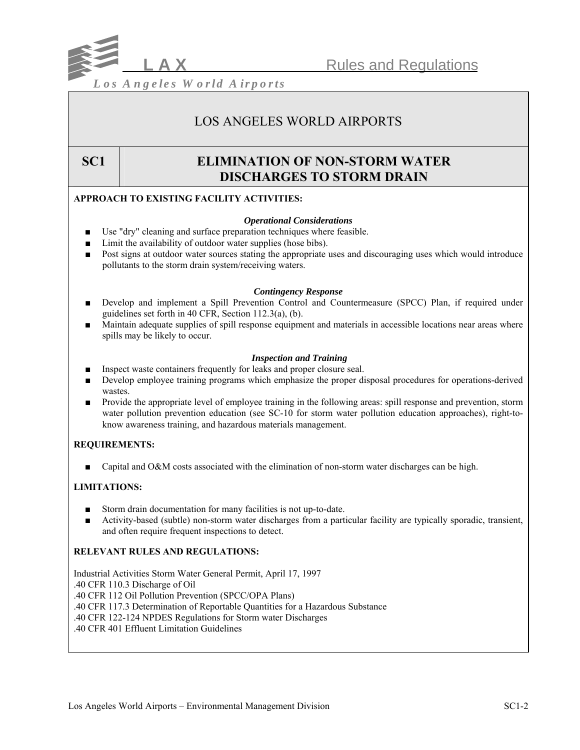# LOS ANGELES WORLD AIRPORTS

## SC1 ELIMINATION OF NON-STORM WATER DISCHARGES TO STORM DRAIN

**APPROACH TO EXISTING FACILITY ACTIVITIES:**

***Operational Considerations***

- Use "dry" cleaning and surface preparation techniques where feasible.
- Limit the availability of outdoor water supplies (hose bibs).
- Post signs at outdoor water sources stating the appropriate uses and discouraging uses which would introduce pollutants to the storm drain system/receiving waters.

***Contingency Response***

- Develop and implement a Spill Prevention Control and Countermeasure (SPCC) Plan, if required under guidelines set forth in 40 CFR, Section 112.3(a), (b).
- Maintain adequate supplies of spill response equipment and materials in accessible locations near areas where spills may be likely to occur.

***Inspection and Training***

- Inspect waste containers frequently for leaks and proper closure seal.
- Develop employee training programs which emphasize the proper disposal procedures for operations-derived wastes.
- Provide the appropriate level of employee training in the following areas: spill response and prevention, storm water pollution prevention education (see SC-10 for storm water pollution education approaches), right-to-know awareness training, and hazardous materials management.

**REQUIREMENTS:**

- Capital and O&M costs associated with the elimination of non-storm water discharges can be high.

**LIMITATIONS:**

- Storm drain documentation for many facilities is not up-to-date.
- Activity-based (subtle) non-storm water discharges from a particular facility are typically sporadic, transient, and often require frequent inspections to detect.

**RELEVANT RULES AND REGULATIONS:**

Industrial Activities Storm Water General Permit, April 17, 1997
.40 CFR 110.3 Discharge of Oil
.40 CFR 112 Oil Pollution Prevention (SPCC/OPA Plans)
.40 CFR 117.3 Determination of Reportable Quantities for a Hazardous Substance
.40 CFR 122-124 NPDES Regulations for Storm water Discharges
.40 CFR 401 Effluent Limitation Guidelines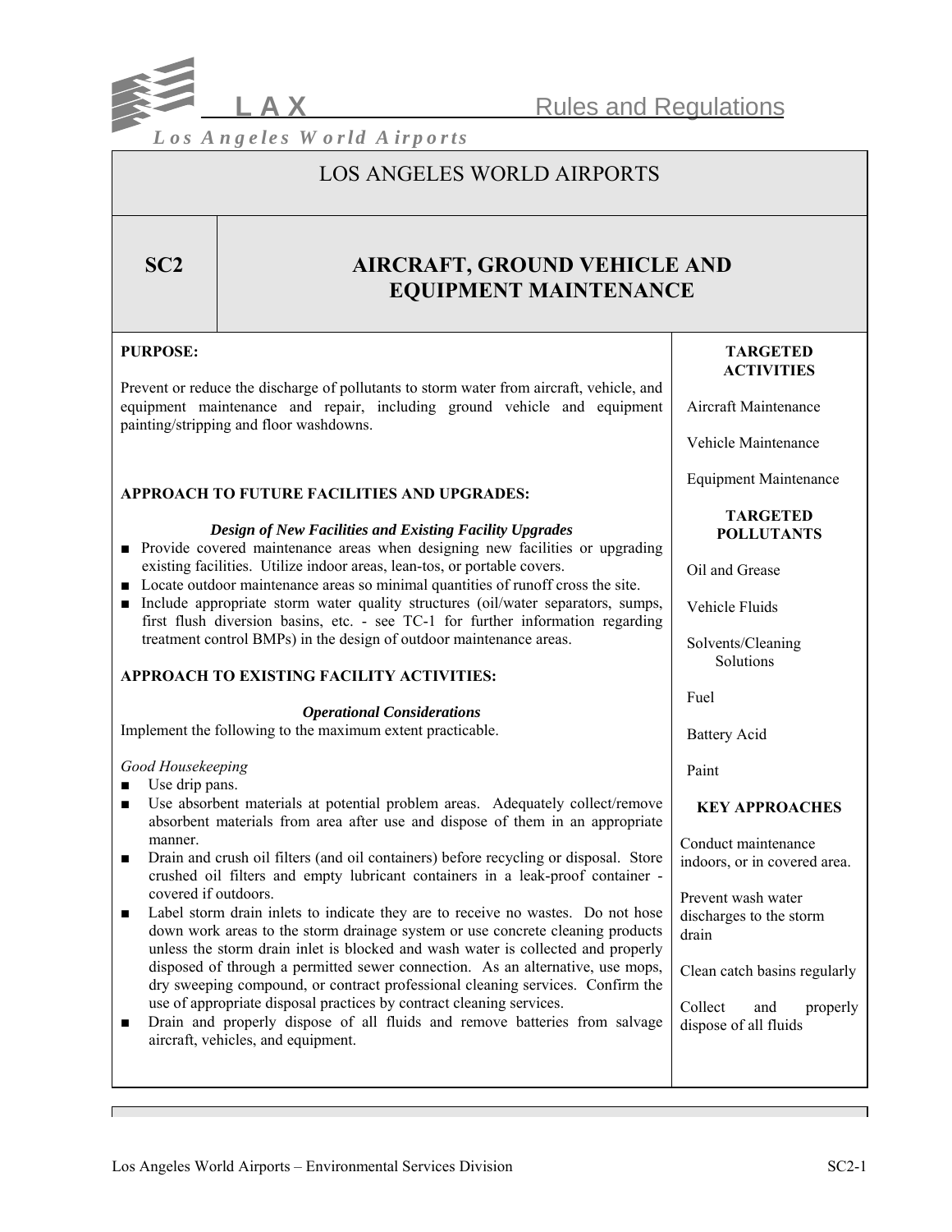# LOS ANGELES WORLD AIRPORTS

## SC2 AIRCRAFT, GROUND VEHICLE AND EQUIPMENT MAINTENANCE

**PURPOSE:**

Prevent or reduce the discharge of pollutants to storm water from aircraft, vehicle, and equipment maintenance and repair, including ground vehicle and equipment painting/stripping and floor washdowns.

**APPROACH TO FUTURE FACILITIES AND UPGRADES:**

***Design of New Facilities and Existing Facility Upgrades***

- Provide covered maintenance areas when designing new facilities or upgrading existing facilities. Utilize indoor areas, lean-tos, or portable covers.
- Locate outdoor maintenance areas so minimal quantities of runoff cross the site.
- Include appropriate storm water quality structures (oil/water separators, sumps, first flush diversion basins, etc. - see TC-1 for further information regarding treatment control BMPs) in the design of outdoor maintenance areas.

**APPROACH TO EXISTING FACILITY ACTIVITIES:**

***Operational Considerations***

Implement the following to the maximum extent practicable.

*Good Housekeeping*

- Use drip pans.
- Use absorbent materials at potential problem areas. Adequately collect/remove absorbent materials from area after use and dispose of them in an appropriate manner.
- Drain and crush oil filters (and oil containers) before recycling or disposal. Store crushed oil filters and empty lubricant containers in a leak-proof container - covered if outdoors.
- Label storm drain inlets to indicate they are to receive no wastes. Do not hose down work areas to the storm drainage system or use concrete cleaning products unless the storm drain inlet is blocked and wash water is collected and properly disposed of through a permitted sewer connection. As an alternative, use mops, dry sweeping compound, or contract professional cleaning services. Confirm the use of appropriate disposal practices by contract cleaning services.
- Drain and properly dispose of all fluids and remove batteries from salvage aircraft, vehicles, and equipment.

**TARGETED ACTIVITIES**

Aircraft Maintenance

Vehicle Maintenance

Equipment Maintenance

**TARGETED POLLUTANTS**

Oil and Grease

Vehicle Fluids

Solvents/Cleaning Solutions

Fuel

Battery Acid

Paint

**KEY APPROACHES**

Conduct maintenance indoors, or in covered area.

Prevent wash water discharges to the storm drain

Clean catch basins regularly

Collect and properly dispose of all fluids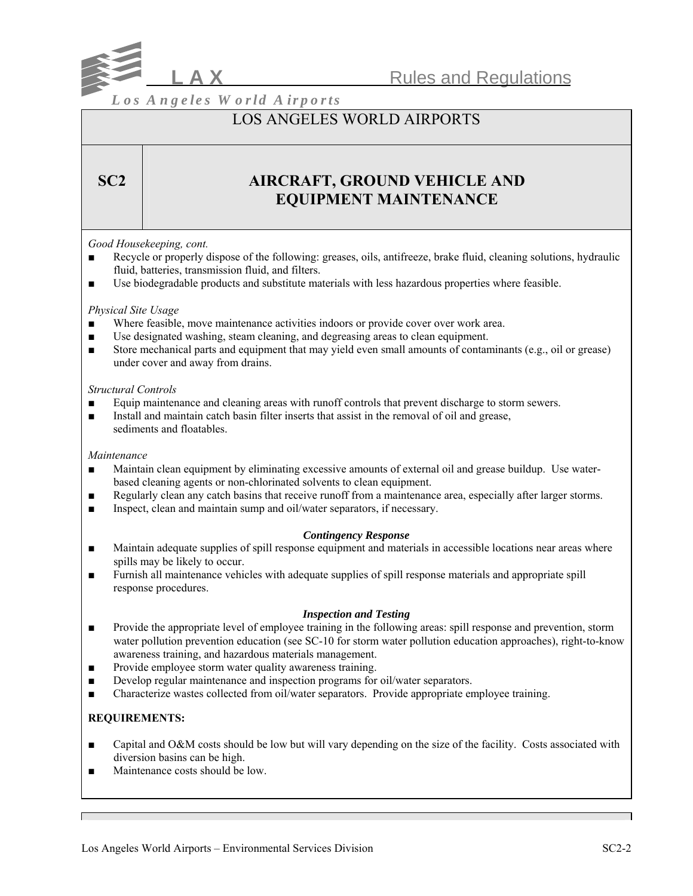LOS ANGELES WORLD AIRPORTS

# SC2 AIRCRAFT, GROUND VEHICLE AND EQUIPMENT MAINTENANCE

*Good Housekeeping, cont.*

- Recycle or properly dispose of the following: greases, oils, antifreeze, brake fluid, cleaning solutions, hydraulic fluid, batteries, transmission fluid, and filters.
- Use biodegradable products and substitute materials with less hazardous properties where feasible.

*Physical Site Usage*

- Where feasible, move maintenance activities indoors or provide cover over work area.
- Use designated washing, steam cleaning, and degreasing areas to clean equipment.
- Store mechanical parts and equipment that may yield even small amounts of contaminants (e.g., oil or grease) under cover and away from drains.

*Structural Controls*

- Equip maintenance and cleaning areas with runoff controls that prevent discharge to storm sewers.
- Install and maintain catch basin filter inserts that assist in the removal of oil and grease, sediments and floatables.

*Maintenance*

- Maintain clean equipment by eliminating excessive amounts of external oil and grease buildup. Use water-based cleaning agents or non-chlorinated solvents to clean equipment.
- Regularly clean any catch basins that receive runoff from a maintenance area, especially after larger storms.
- Inspect, clean and maintain sump and oil/water separators, if necessary.

***Contingency Response***

- Maintain adequate supplies of spill response equipment and materials in accessible locations near areas where spills may be likely to occur.
- Furnish all maintenance vehicles with adequate supplies of spill response materials and appropriate spill response procedures.

***Inspection and Testing***

- Provide the appropriate level of employee training in the following areas: spill response and prevention, storm water pollution prevention education (see SC-10 for storm water pollution education approaches), right-to-know awareness training, and hazardous materials management.
- Provide employee storm water quality awareness training.
- Develop regular maintenance and inspection programs for oil/water separators.
- Characterize wastes collected from oil/water separators. Provide appropriate employee training.

**REQUIREMENTS:**

- Capital and O&M costs should be low but will vary depending on the size of the facility. Costs associated with diversion basins can be high.
- Maintenance costs should be low.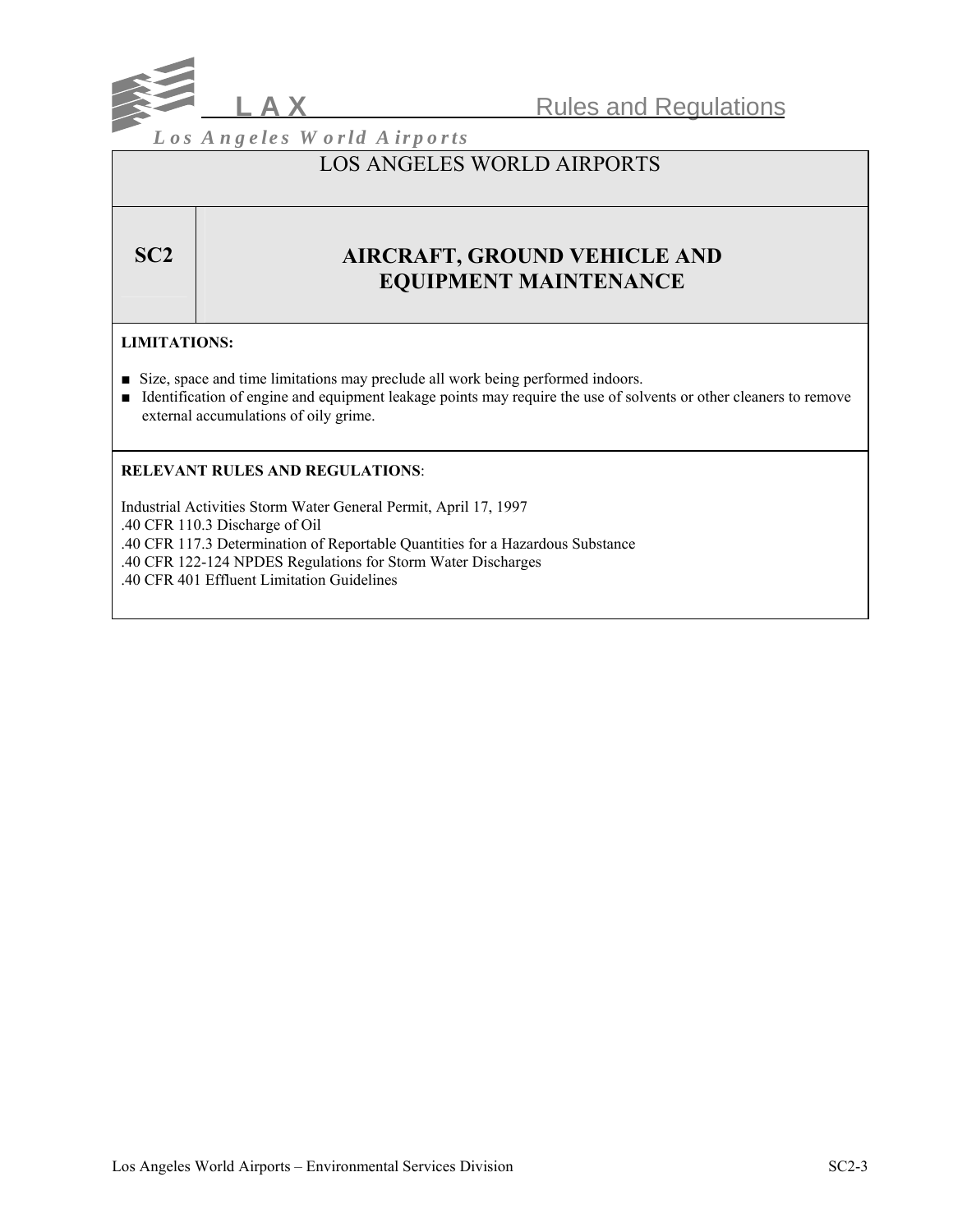# LOS ANGELES WORLD AIRPORTS

## SC2 AIRCRAFT, GROUND VEHICLE AND EQUIPMENT MAINTENANCE

**LIMITATIONS:**

- Size, space and time limitations may preclude all work being performed indoors.
- Identification of engine and equipment leakage points may require the use of solvents or other cleaners to remove external accumulations of oily grime.

**RELEVANT RULES AND REGULATIONS**:

Industrial Activities Storm Water General Permit, April 17, 1997
.40 CFR 110.3 Discharge of Oil
.40 CFR 117.3 Determination of Reportable Quantities for a Hazardous Substance
.40 CFR 122-124 NPDES Regulations for Storm Water Discharges
.40 CFR 401 Effluent Limitation Guidelines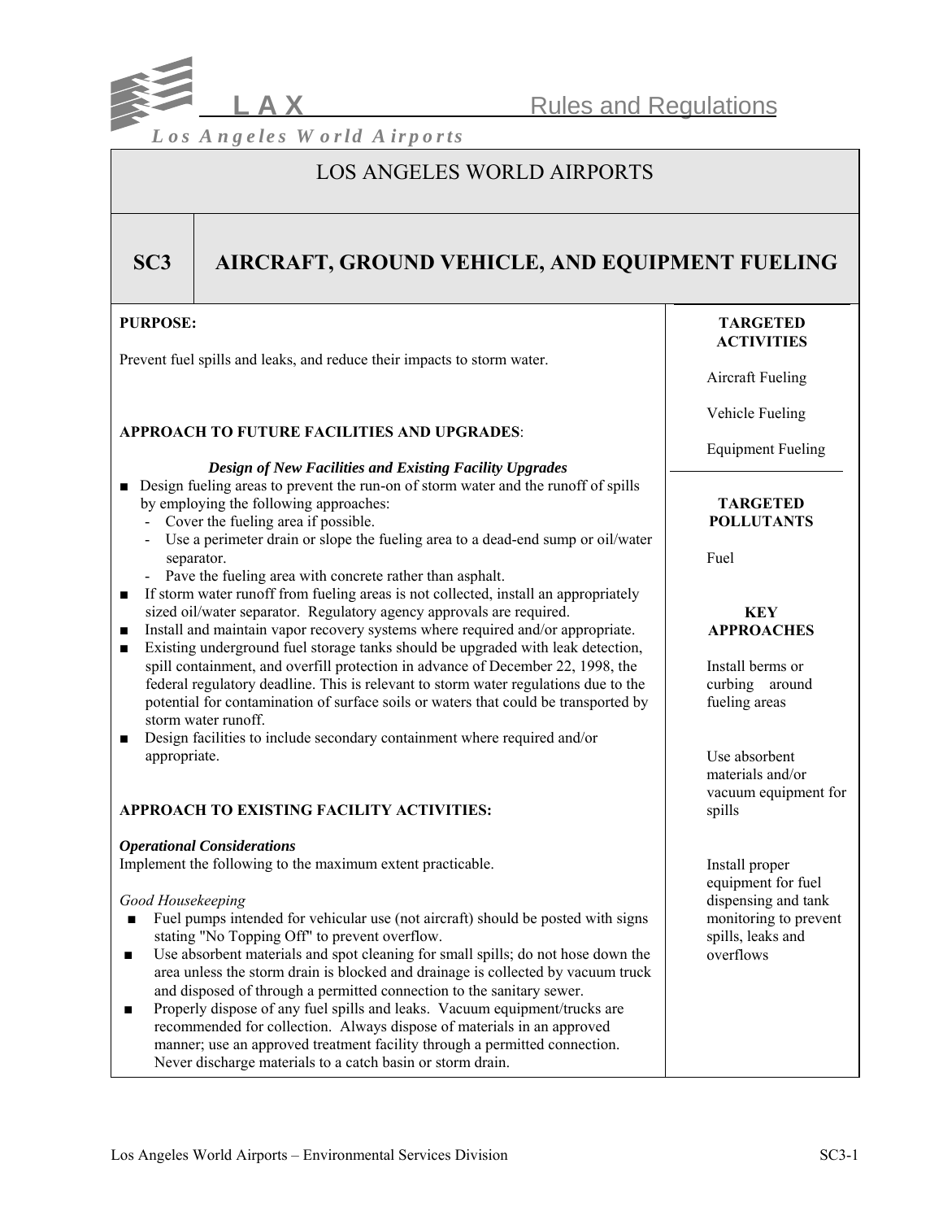# LOS ANGELES WORLD AIRPORTS

## SC3 AIRCRAFT, GROUND VEHICLE, AND EQUIPMENT FUELING

**PURPOSE:**

Prevent fuel spills and leaks, and reduce their impacts to storm water.

**APPROACH TO FUTURE FACILITIES AND UPGRADES**:

***Design of New Facilities and Existing Facility Upgrades***

- Design fueling areas to prevent the run-on of storm water and the runoff of spills by employing the following approaches:
  - Cover the fueling area if possible.
  - Use a perimeter drain or slope the fueling area to a dead-end sump or oil/water separator.
  - Pave the fueling area with concrete rather than asphalt.
- If storm water runoff from fueling areas is not collected, install an appropriately sized oil/water separator. Regulatory agency approvals are required.
- Install and maintain vapor recovery systems where required and/or appropriate.
- Existing underground fuel storage tanks should be upgraded with leak detection, spill containment, and overfill protection in advance of December 22, 1998, the federal regulatory deadline. This is relevant to storm water regulations due to the potential for contamination of surface soils or waters that could be transported by storm water runoff.
- Design facilities to include secondary containment where required and/or appropriate.

**APPROACH TO EXISTING FACILITY ACTIVITIES:**

***Operational Considerations***

Implement the following to the maximum extent practicable.

*Good Housekeeping*

- Fuel pumps intended for vehicular use (not aircraft) should be posted with signs stating "No Topping Off" to prevent overflow.
- Use absorbent materials and spot cleaning for small spills; do not hose down the area unless the storm drain is blocked and drainage is collected by vacuum truck and disposed of through a permitted connection to the sanitary sewer.
- Properly dispose of any fuel spills and leaks. Vacuum equipment/trucks are recommended for collection. Always dispose of materials in an approved manner; use an approved treatment facility through a permitted connection. Never discharge materials to a catch basin or storm drain.

**TARGETED ACTIVITIES**

Aircraft Fueling

Vehicle Fueling

Equipment Fueling

**TARGETED POLLUTANTS**

Fuel

**KEY APPROACHES**

Install berms or curbing around fueling areas

Use absorbent materials and/or vacuum equipment for spills

Install proper equipment for fuel dispensing and tank monitoring to prevent spills, leaks and overflows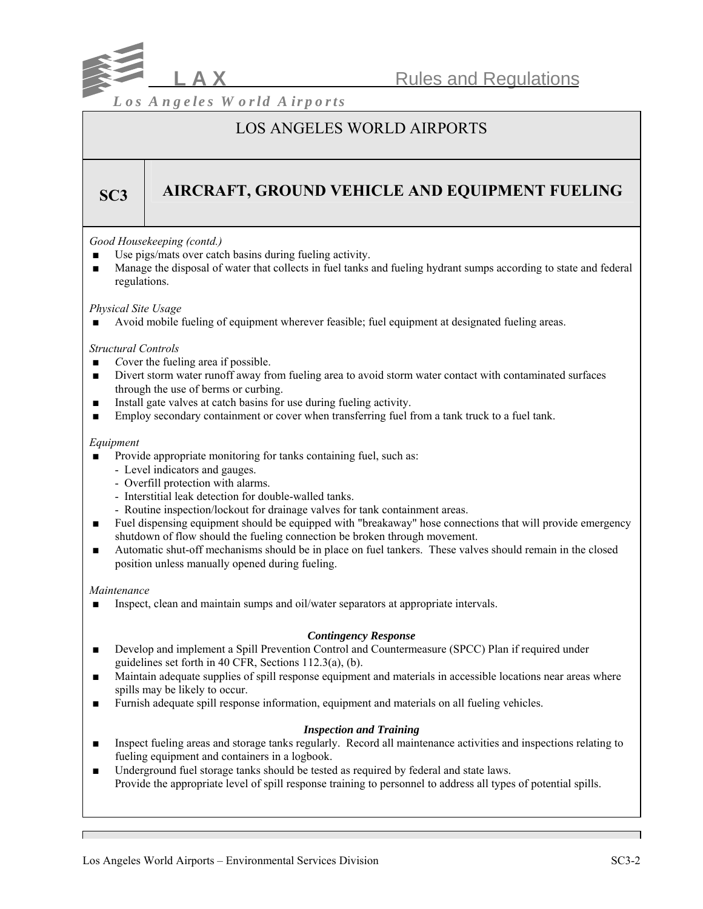# LOS ANGELES WORLD AIRPORTS

## SC3 AIRCRAFT, GROUND VEHICLE AND EQUIPMENT FUELING

*Good Housekeeping (contd.)*

- Use pigs/mats over catch basins during fueling activity.
- Manage the disposal of water that collects in fuel tanks and fueling hydrant sumps according to state and federal regulations.

*Physical Site Usage*

- Avoid mobile fueling of equipment wherever feasible; fuel equipment at designated fueling areas.

*Structural Controls*

- Cover the fueling area if possible.
- Divert storm water runoff away from fueling area to avoid storm water contact with contaminated surfaces through the use of berms or curbing.
- Install gate valves at catch basins for use during fueling activity.
- Employ secondary containment or cover when transferring fuel from a tank truck to a fuel tank.

*Equipment*

- Provide appropriate monitoring for tanks containing fuel, such as:
  - Level indicators and gauges.
  - Overfill protection with alarms.
  - Interstitial leak detection for double-walled tanks.
  - Routine inspection/lockout for drainage valves for tank containment areas.
- Fuel dispensing equipment should be equipped with "breakaway" hose connections that will provide emergency shutdown of flow should the fueling connection be broken through movement.
- Automatic shut-off mechanisms should be in place on fuel tankers. These valves should remain in the closed position unless manually opened during fueling.

*Maintenance*

- Inspect, clean and maintain sumps and oil/water separators at appropriate intervals.

***Contingency Response***

- Develop and implement a Spill Prevention Control and Countermeasure (SPCC) Plan if required under guidelines set forth in 40 CFR, Sections 112.3(a), (b).
- Maintain adequate supplies of spill response equipment and materials in accessible locations near areas where spills may be likely to occur.
- Furnish adequate spill response information, equipment and materials on all fueling vehicles.

***Inspection and Training***

- Inspect fueling areas and storage tanks regularly. Record all maintenance activities and inspections relating to fueling equipment and containers in a logbook.
- Underground fuel storage tanks should be tested as required by federal and state laws. Provide the appropriate level of spill response training to personnel to address all types of potential spills.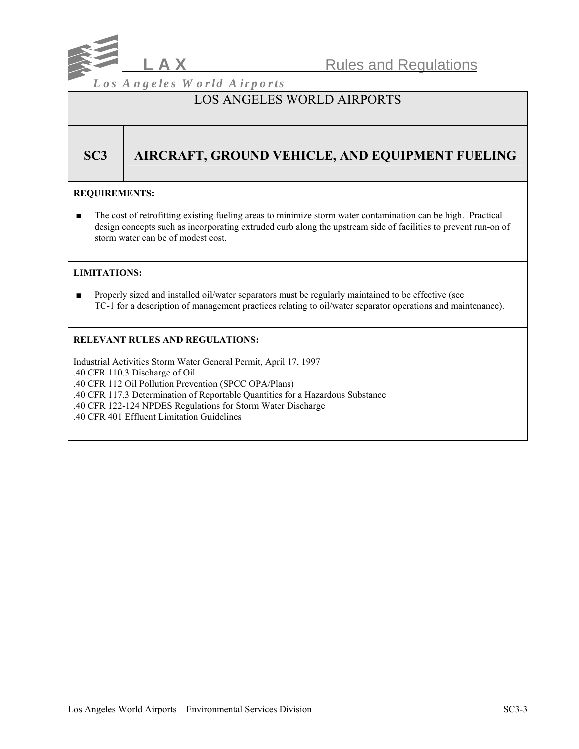# LOS ANGELES WORLD AIRPORTS

## SC3 AIRCRAFT, GROUND VEHICLE, AND EQUIPMENT FUELING

**REQUIREMENTS:**

- The cost of retrofitting existing fueling areas to minimize storm water contamination can be high. Practical design concepts such as incorporating extruded curb along the upstream side of facilities to prevent run-on of storm water can be of modest cost.

**LIMITATIONS:**

- Properly sized and installed oil/water separators must be regularly maintained to be effective (see TC-1 for a description of management practices relating to oil/water separator operations and maintenance).

**RELEVANT RULES AND REGULATIONS:**

Industrial Activities Storm Water General Permit, April 17, 1997
.40 CFR 110.3 Discharge of Oil
.40 CFR 112 Oil Pollution Prevention (SPCC OPA/Plans)
.40 CFR 117.3 Determination of Reportable Quantities for a Hazardous Substance
.40 CFR 122-124 NPDES Regulations for Storm Water Discharge
.40 CFR 401 Effluent Limitation Guidelines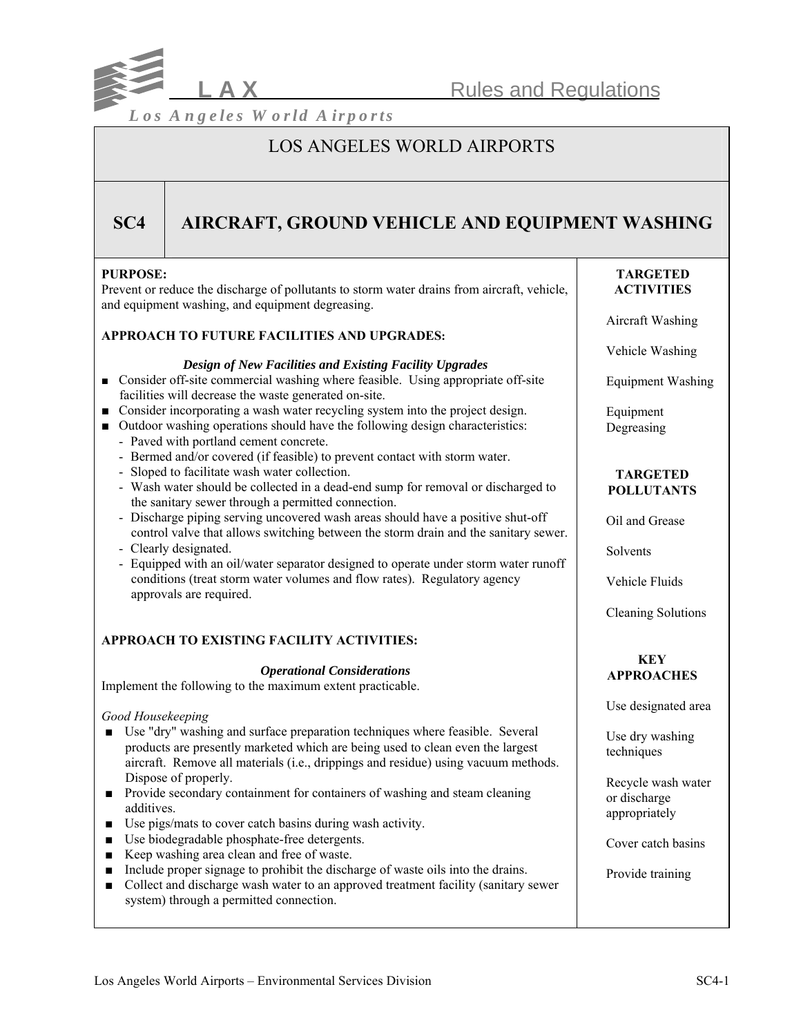# LOS ANGELES WORLD AIRPORTS

## SC4 AIRCRAFT, GROUND VEHICLE AND EQUIPMENT WASHING

**PURPOSE:**
Prevent or reduce the discharge of pollutants to storm water drains from aircraft, vehicle, and equipment washing, and equipment degreasing.

**APPROACH TO FUTURE FACILITIES AND UPGRADES:**

***Design of New Facilities and Existing Facility Upgrades***

- Consider off-site commercial washing where feasible. Using appropriate off-site facilities will decrease the waste generated on-site.
- Consider incorporating a wash water recycling system into the project design.
- Outdoor washing operations should have the following design characteristics:
  - Paved with portland cement concrete.
  - Bermed and/or covered (if feasible) to prevent contact with storm water.
  - Sloped to facilitate wash water collection.
  - Wash water should be collected in a dead-end sump for removal or discharged to the sanitary sewer through a permitted connection.
  - Discharge piping serving uncovered wash areas should have a positive shut-off control valve that allows switching between the storm drain and the sanitary sewer.
  - Clearly designated.
  - Equipped with an oil/water separator designed to operate under storm water runoff conditions (treat storm water volumes and flow rates). Regulatory agency approvals are required.

**APPROACH TO EXISTING FACILITY ACTIVITIES:**

***Operational Considerations***

Implement the following to the maximum extent practicable.

*Good Housekeeping*

- Use "dry" washing and surface preparation techniques where feasible. Several products are presently marketed which are being used to clean even the largest aircraft. Remove all materials (i.e., drippings and residue) using vacuum methods. Dispose of properly.
- Provide secondary containment for containers of washing and steam cleaning additives.
- Use pigs/mats to cover catch basins during wash activity.
- Use biodegradable phosphate-free detergents.
- Keep washing area clean and free of waste.
- Include proper signage to prohibit the discharge of waste oils into the drains.
- Collect and discharge wash water to an approved treatment facility (sanitary sewer system) through a permitted connection.

**TARGETED ACTIVITIES**

Aircraft Washing

Vehicle Washing

Equipment Washing

Equipment Degreasing

**TARGETED POLLUTANTS**

Oil and Grease

Solvents

Vehicle Fluids

Cleaning Solutions

**KEY APPROACHES**

Use designated area

Use dry washing techniques

Recycle wash water or discharge appropriately

Cover catch basins

Provide training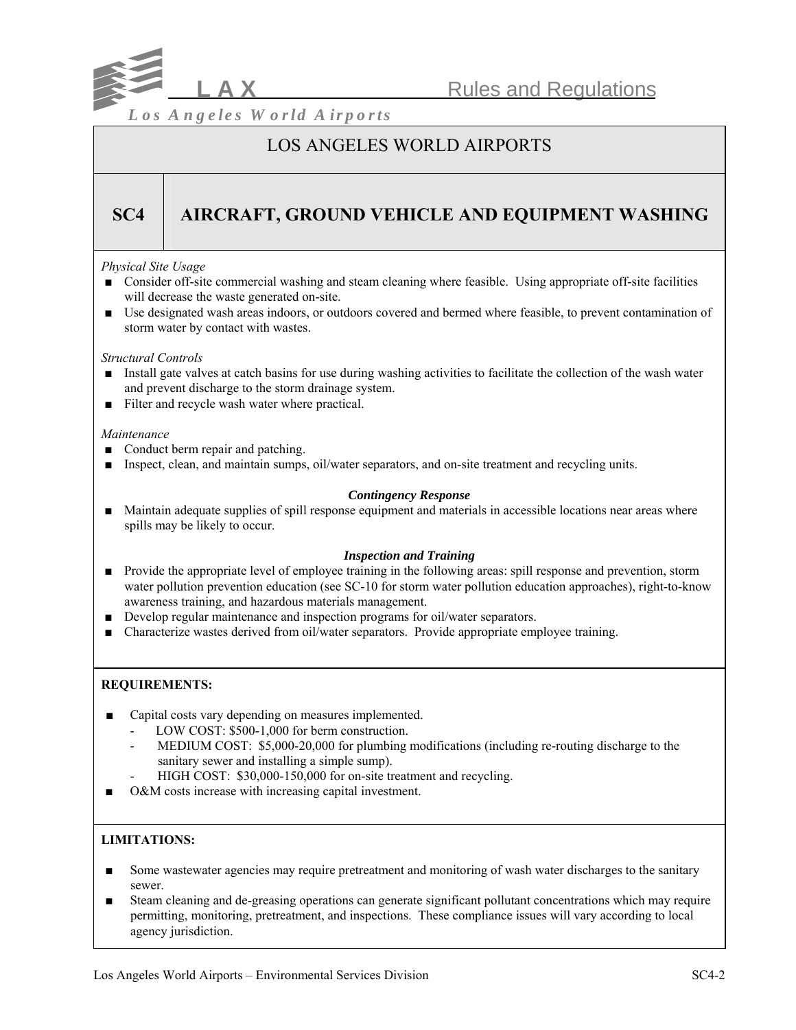# LOS ANGELES WORLD AIRPORTS

## SC4 AIRCRAFT, GROUND VEHICLE AND EQUIPMENT WASHING

*Physical Site Usage*

- Consider off-site commercial washing and steam cleaning where feasible. Using appropriate off-site facilities will decrease the waste generated on-site.
- Use designated wash areas indoors, or outdoors covered and bermed where feasible, to prevent contamination of storm water by contact with wastes.

*Structural Controls*

- Install gate valves at catch basins for use during washing activities to facilitate the collection of the wash water and prevent discharge to the storm drainage system.
- Filter and recycle wash water where practical.

*Maintenance*

- Conduct berm repair and patching.
- Inspect, clean, and maintain sumps, oil/water separators, and on-site treatment and recycling units.

***Contingency Response***

- Maintain adequate supplies of spill response equipment and materials in accessible locations near areas where spills may be likely to occur.

***Inspection and Training***

- Provide the appropriate level of employee training in the following areas: spill response and prevention, storm water pollution prevention education (see SC-10 for storm water pollution education approaches), right-to-know awareness training, and hazardous materials management.
- Develop regular maintenance and inspection programs for oil/water separators.
- Characterize wastes derived from oil/water separators. Provide appropriate employee training.

**REQUIREMENTS:**

- Capital costs vary depending on measures implemented.
  - LOW COST: $500-1,000 for berm construction.
  - MEDIUM COST: $5,000-20,000 for plumbing modifications (including re-routing discharge to the sanitary sewer and installing a simple sump).
  - HIGH COST: $30,000-150,000 for on-site treatment and recycling.
- O&M costs increase with increasing capital investment.

**LIMITATIONS:**

- Some wastewater agencies may require pretreatment and monitoring of wash water discharges to the sanitary sewer.
- Steam cleaning and de-greasing operations can generate significant pollutant concentrations which may require permitting, monitoring, pretreatment, and inspections. These compliance issues will vary according to local agency jurisdiction.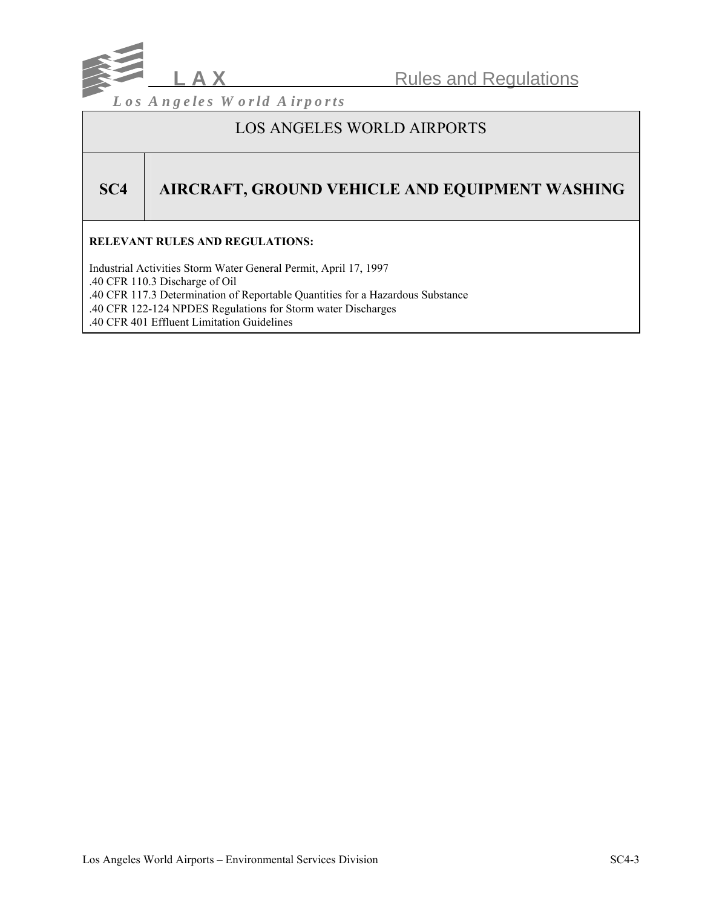# LOS ANGELES WORLD AIRPORTS

## SC4 AIRCRAFT, GROUND VEHICLE AND EQUIPMENT WASHING

**RELEVANT RULES AND REGULATIONS:**

Industrial Activities Storm Water General Permit, April 17, 1997
.40 CFR 110.3 Discharge of Oil
.40 CFR 117.3 Determination of Reportable Quantities for a Hazardous Substance
.40 CFR 122-124 NPDES Regulations for Storm water Discharges
.40 CFR 401 Effluent Limitation Guidelines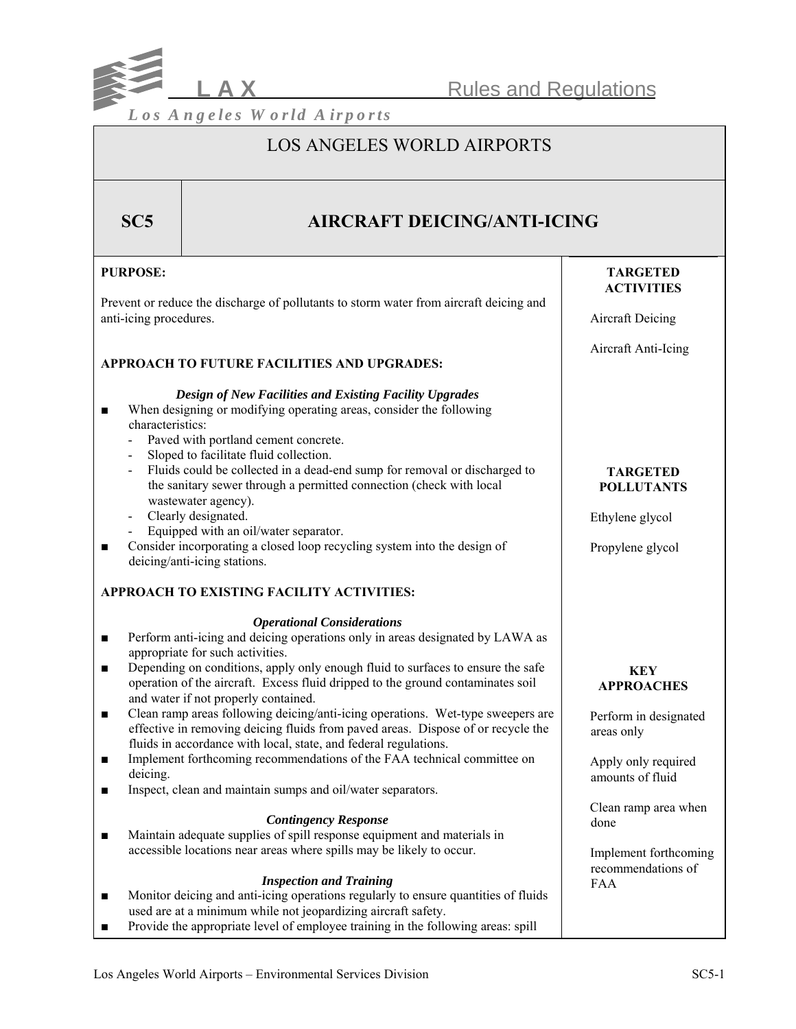# LOS ANGELES WORLD AIRPORTS

## SC5 AIRCRAFT DEICING/ANTI-ICING

**PURPOSE:**

Prevent or reduce the discharge of pollutants to storm water from aircraft deicing and anti-icing procedures.

**APPROACH TO FUTURE FACILITIES AND UPGRADES:**

***Design of New Facilities and Existing Facility Upgrades***

- When designing or modifying operating areas, consider the following characteristics:
  - Paved with portland cement concrete.
  - Sloped to facilitate fluid collection.
  - Fluids could be collected in a dead-end sump for removal or discharged to the sanitary sewer through a permitted connection (check with local wastewater agency).
  - Clearly designated.
  - Equipped with an oil/water separator.
- Consider incorporating a closed loop recycling system into the design of deicing/anti-icing stations.

**APPROACH TO EXISTING FACILITY ACTIVITIES:**

***Operational Considerations***

- Perform anti-icing and deicing operations only in areas designated by LAWA as appropriate for such activities.
- Depending on conditions, apply only enough fluid to surfaces to ensure the safe operation of the aircraft. Excess fluid dripped to the ground contaminates soil and water if not properly contained.
- Clean ramp areas following deicing/anti-icing operations. Wet-type sweepers are effective in removing deicing fluids from paved areas. Dispose of or recycle the fluids in accordance with local, state, and federal regulations.
- Implement forthcoming recommendations of the FAA technical committee on deicing.
- Inspect, clean and maintain sumps and oil/water separators.

***Contingency Response***

- Maintain adequate supplies of spill response equipment and materials in accessible locations near areas where spills may be likely to occur.

***Inspection and Training***

- Monitor deicing and anti-icing operations regularly to ensure quantities of fluids used are at a minimum while not jeopardizing aircraft safety.
- Provide the appropriate level of employee training in the following areas: spill

**TARGETED ACTIVITIES**

Aircraft Deicing

Aircraft Anti-Icing

**TARGETED POLLUTANTS**

Ethylene glycol

Propylene glycol

**KEY APPROACHES**

Perform in designated areas only

Apply only required amounts of fluid

Clean ramp area when done

Implement forthcoming recommendations of FAA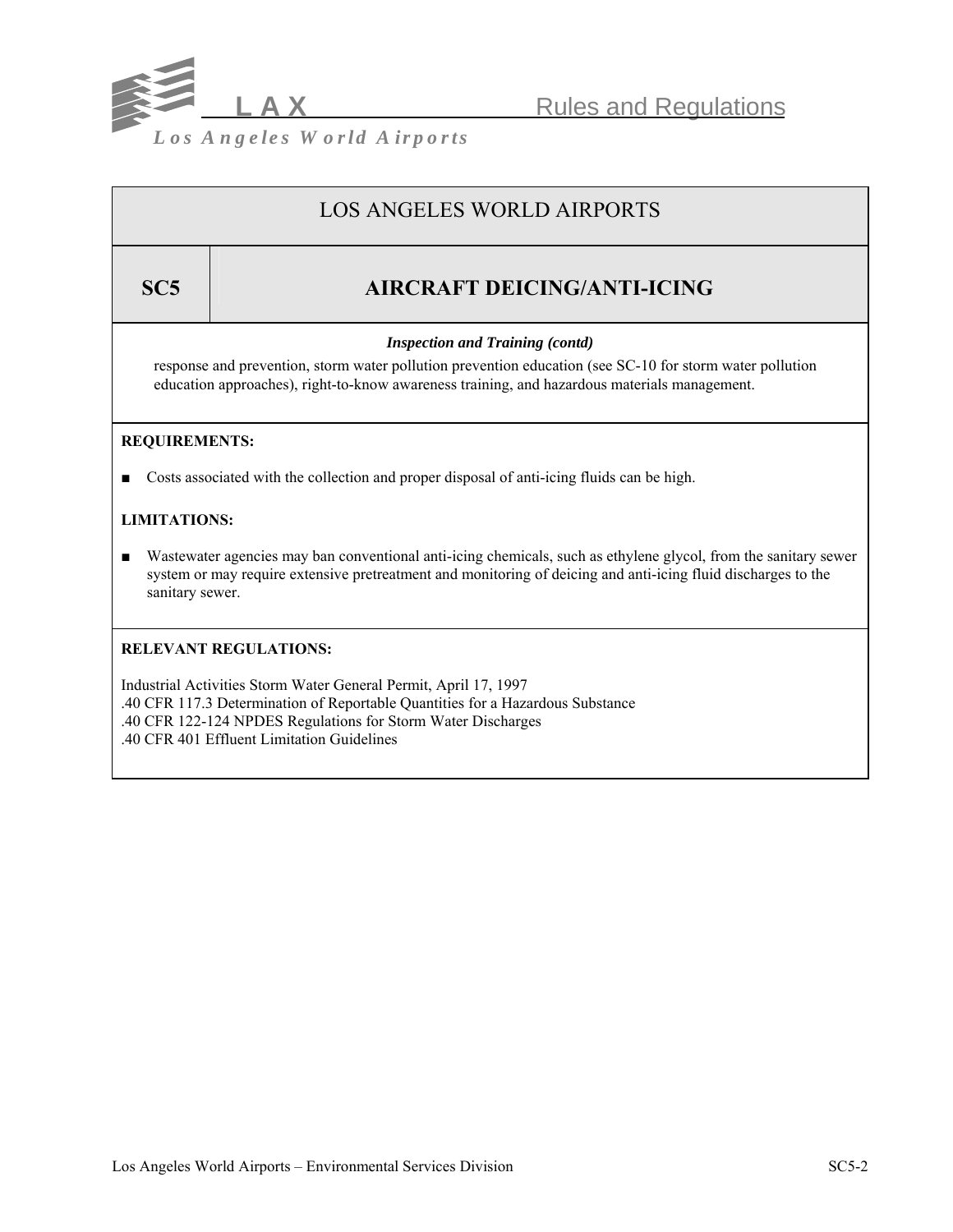# LOS ANGELES WORLD AIRPORTS

## SC5 AIRCRAFT DEICING/ANTI-ICING

***Inspection and Training (contd)***

response and prevention, storm water pollution prevention education (see SC-10 for storm water pollution education approaches), right-to-know awareness training, and hazardous materials management.

**REQUIREMENTS:**

- Costs associated with the collection and proper disposal of anti-icing fluids can be high.

**LIMITATIONS:**

- Wastewater agencies may ban conventional anti-icing chemicals, such as ethylene glycol, from the sanitary sewer system or may require extensive pretreatment and monitoring of deicing and anti-icing fluid discharges to the sanitary sewer.

**RELEVANT REGULATIONS:**

Industrial Activities Storm Water General Permit, April 17, 1997
.40 CFR 117.3 Determination of Reportable Quantities for a Hazardous Substance
.40 CFR 122-124 NPDES Regulations for Storm Water Discharges
.40 CFR 401 Effluent Limitation Guidelines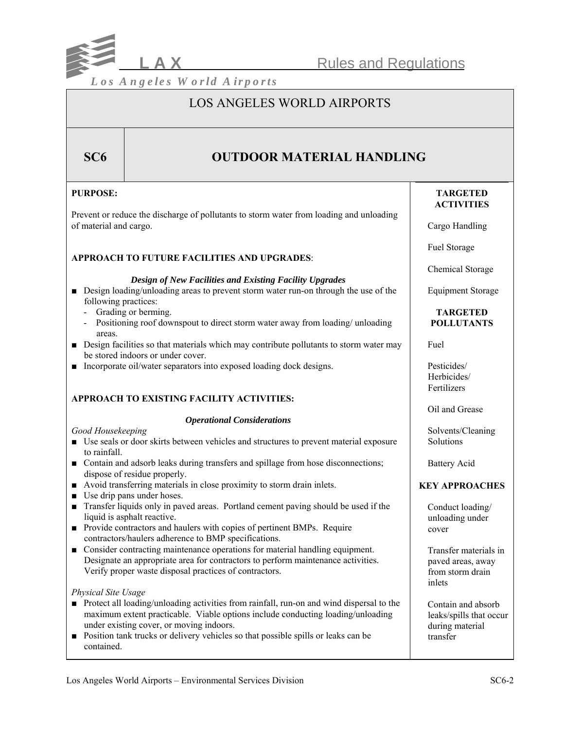# LOS ANGELES WORLD AIRPORTS

## SC6 OUTDOOR MATERIAL HANDLING

**PURPOSE:**

Prevent or reduce the discharge of pollutants to storm water from loading and unloading of material and cargo.

**APPROACH TO FUTURE FACILITIES AND UPGRADES**:

***Design of New Facilities and Existing Facility Upgrades***

- Design loading/unloading areas to prevent storm water run-on through the use of the following practices:
  - Grading or berming.
  - Positioning roof downspout to direct storm water away from loading/ unloading areas.
- Design facilities so that materials which may contribute pollutants to storm water may be stored indoors or under cover.
- Incorporate oil/water separators into exposed loading dock designs.

**APPROACH TO EXISTING FACILITY ACTIVITIES:**

***Operational Considerations***

*Good Housekeeping*

- Use seals or door skirts between vehicles and structures to prevent material exposure to rainfall.
- Contain and adsorb leaks during transfers and spillage from hose disconnections; dispose of residue properly.
- Avoid transferring materials in close proximity to storm drain inlets.
- Use drip pans under hoses.
- Transfer liquids only in paved areas. Portland cement paving should be used if the liquid is asphalt reactive.
- Provide contractors and haulers with copies of pertinent BMPs. Require contractors/haulers adherence to BMP specifications.
- Consider contracting maintenance operations for material handling equipment. Designate an appropriate area for contractors to perform maintenance activities. Verify proper waste disposal practices of contractors.

*Physical Site Usage*

- Protect all loading/unloading activities from rainfall, run-on and wind dispersal to the maximum extent practicable. Viable options include conducting loading/unloading under existing cover, or moving indoors.
- Position tank trucks or delivery vehicles so that possible spills or leaks can be contained.

**TARGETED ACTIVITIES**

Cargo Handling

Fuel Storage

Chemical Storage

Equipment Storage

**TARGETED POLLUTANTS**

Fuel

Pesticides/ Herbicides/ Fertilizers

Oil and Grease

Solvents/Cleaning Solutions

Battery Acid

**KEY APPROACHES**

Conduct loading/ unloading under cover

Transfer materials in paved areas, away from storm drain inlets

Contain and absorb leaks/spills that occur during material transfer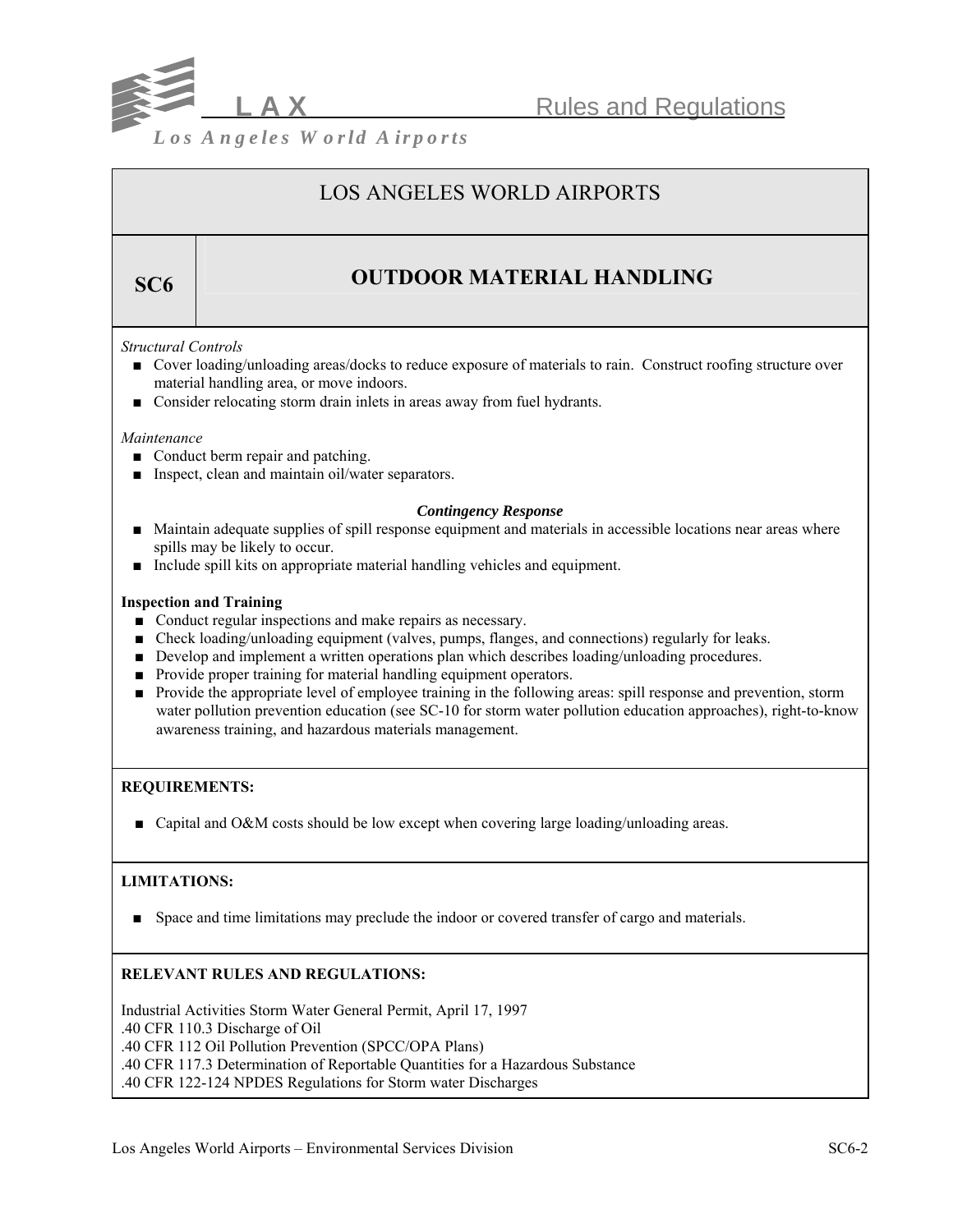# LOS ANGELES WORLD AIRPORTS

## SC6 OUTDOOR MATERIAL HANDLING

*Structural Controls*

- Cover loading/unloading areas/docks to reduce exposure of materials to rain. Construct roofing structure over material handling area, or move indoors.
- Consider relocating storm drain inlets in areas away from fuel hydrants.

*Maintenance*

- Conduct berm repair and patching.
- Inspect, clean and maintain oil/water separators.

***Contingency Response***

- Maintain adequate supplies of spill response equipment and materials in accessible locations near areas where spills may be likely to occur.
- Include spill kits on appropriate material handling vehicles and equipment.

**Inspection and Training**

- Conduct regular inspections and make repairs as necessary.
- Check loading/unloading equipment (valves, pumps, flanges, and connections) regularly for leaks.
- Develop and implement a written operations plan which describes loading/unloading procedures.
- Provide proper training for material handling equipment operators.
- Provide the appropriate level of employee training in the following areas: spill response and prevention, storm water pollution prevention education (see SC-10 for storm water pollution education approaches), right-to-know awareness training, and hazardous materials management.

**REQUIREMENTS:**

- Capital and O&M costs should be low except when covering large loading/unloading areas.

**LIMITATIONS:**

- Space and time limitations may preclude the indoor or covered transfer of cargo and materials.

**RELEVANT RULES AND REGULATIONS:**

Industrial Activities Storm Water General Permit, April 17, 1997
.40 CFR 110.3 Discharge of Oil
.40 CFR 112 Oil Pollution Prevention (SPCC/OPA Plans)
.40 CFR 117.3 Determination of Reportable Quantities for a Hazardous Substance
.40 CFR 122-124 NPDES Regulations for Storm water Discharges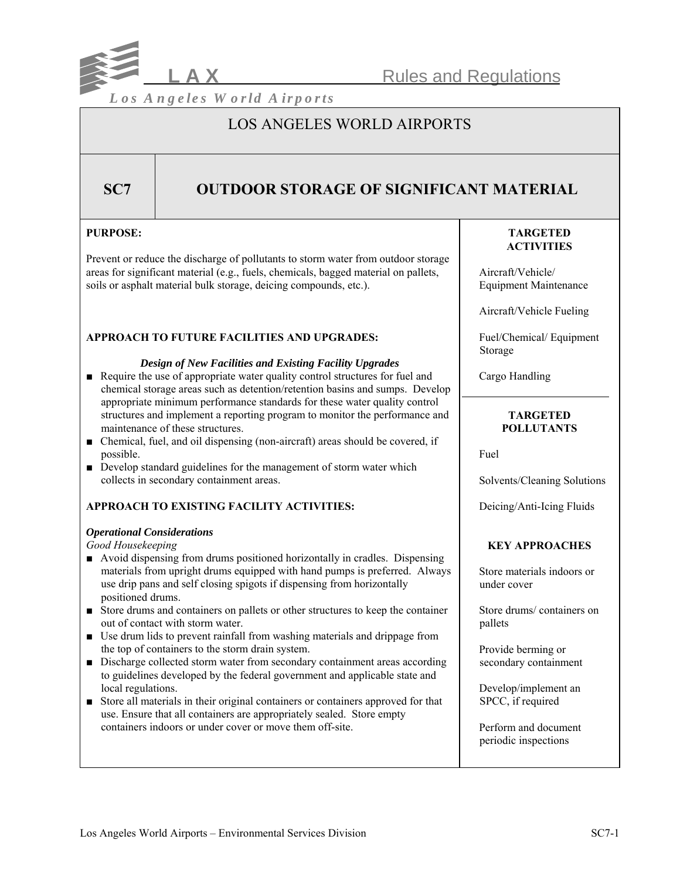# LOS ANGELES WORLD AIRPORTS

## SC7 OUTDOOR STORAGE OF SIGNIFICANT MATERIAL

**PURPOSE:**

Prevent or reduce the discharge of pollutants to storm water from outdoor storage areas for significant material (e.g., fuels, chemicals, bagged material on pallets, soils or asphalt material bulk storage, deicing compounds, etc.).

**APPROACH TO FUTURE FACILITIES AND UPGRADES:**

***Design of New Facilities and Existing Facility Upgrades***

- Require the use of appropriate water quality control structures for fuel and chemical storage areas such as detention/retention basins and sumps. Develop appropriate minimum performance standards for these water quality control structures and implement a reporting program to monitor the performance and maintenance of these structures.
- Chemical, fuel, and oil dispensing (non-aircraft) areas should be covered, if possible.
- Develop standard guidelines for the management of storm water which collects in secondary containment areas.

**APPROACH TO EXISTING FACILITY ACTIVITIES:**

***Operational Considerations***

*Good Housekeeping*

- Avoid dispensing from drums positioned horizontally in cradles. Dispensing materials from upright drums equipped with hand pumps is preferred. Always use drip pans and self closing spigots if dispensing from horizontally positioned drums.
- Store drums and containers on pallets or other structures to keep the container out of contact with storm water.
- Use drum lids to prevent rainfall from washing materials and drippage from the top of containers to the storm drain system.
- Discharge collected storm water from secondary containment areas according to guidelines developed by the federal government and applicable state and local regulations.
- Store all materials in their original containers or containers approved for that use. Ensure that all containers are appropriately sealed. Store empty containers indoors or under cover or move them off-site.

**TARGETED ACTIVITIES**

Aircraft/Vehicle/ Equipment Maintenance

Aircraft/Vehicle Fueling

Fuel/Chemical/ Equipment Storage

Cargo Handling

**TARGETED POLLUTANTS**

Fuel

Solvents/Cleaning Solutions

Deicing/Anti-Icing Fluids

**KEY APPROACHES**

Store materials indoors or under cover

Store drums/ containers on pallets

Provide berming or secondary containment

Develop/implement an SPCC, if required

Perform and document periodic inspections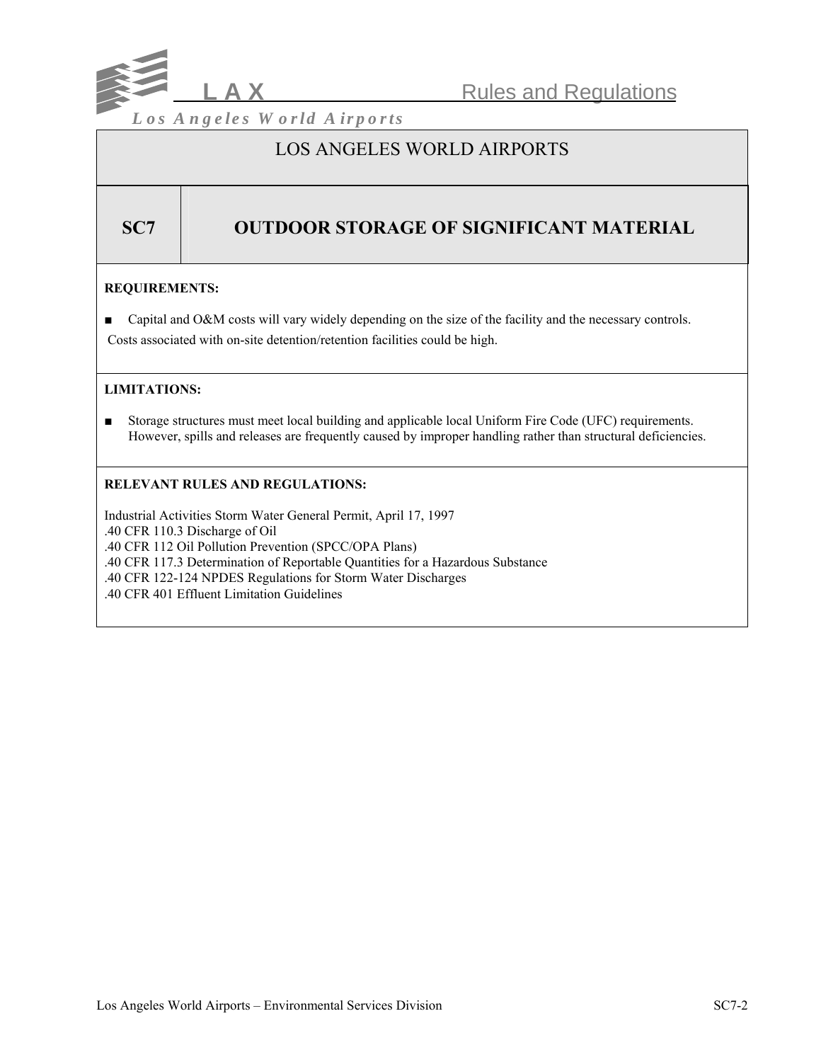# LOS ANGELES WORLD AIRPORTS

## SC7 OUTDOOR STORAGE OF SIGNIFICANT MATERIAL

**REQUIREMENTS:**

- Capital and O&M costs will vary widely depending on the size of the facility and the necessary controls. Costs associated with on-site detention/retention facilities could be high.

**LIMITATIONS:**

- Storage structures must meet local building and applicable local Uniform Fire Code (UFC) requirements. However, spills and releases are frequently caused by improper handling rather than structural deficiencies.

**RELEVANT RULES AND REGULATIONS:**

Industrial Activities Storm Water General Permit, April 17, 1997
.40 CFR 110.3 Discharge of Oil
.40 CFR 112 Oil Pollution Prevention (SPCC/OPA Plans)
.40 CFR 117.3 Determination of Reportable Quantities for a Hazardous Substance
.40 CFR 122-124 NPDES Regulations for Storm Water Discharges
.40 CFR 401 Effluent Limitation Guidelines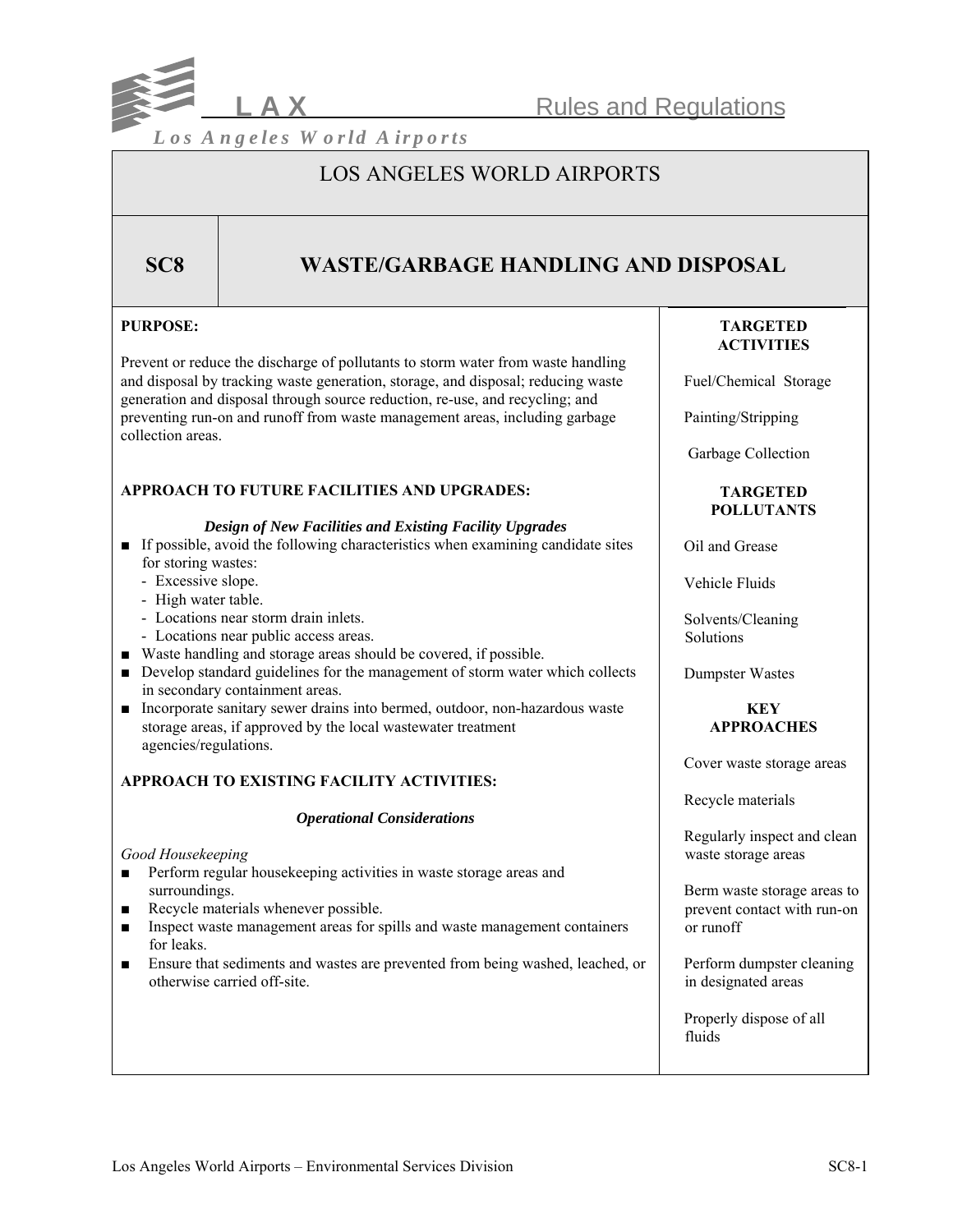LOS ANGELES WORLD AIRPORTS

# SC8 WASTE/GARBAGE HANDLING AND DISPOSAL

**PURPOSE:**

Prevent or reduce the discharge of pollutants to storm water from waste handling and disposal by tracking waste generation, storage, and disposal; reducing waste generation and disposal through source reduction, re-use, and recycling; and preventing run-on and runoff from waste management areas, including garbage collection areas.

**APPROACH TO FUTURE FACILITIES AND UPGRADES:**

***Design of New Facilities and Existing Facility Upgrades***

- If possible, avoid the following characteristics when examining candidate sites for storing wastes:
  - Excessive slope.
  - High water table.
  - Locations near storm drain inlets.
  - Locations near public access areas.
- Waste handling and storage areas should be covered, if possible.
- Develop standard guidelines for the management of storm water which collects in secondary containment areas.
- Incorporate sanitary sewer drains into bermed, outdoor, non-hazardous waste storage areas, if approved by the local wastewater treatment agencies/regulations.

**APPROACH TO EXISTING FACILITY ACTIVITIES:**

***Operational Considerations***

*Good Housekeeping*

- Perform regular housekeeping activities in waste storage areas and surroundings.
- Recycle materials whenever possible.
- Inspect waste management areas for spills and waste management containers for leaks.
- Ensure that sediments and wastes are prevented from being washed, leached, or otherwise carried off-site.

**TARGETED ACTIVITIES**

Fuel/Chemical Storage

Painting/Stripping

Garbage Collection

**TARGETED POLLUTANTS**

Oil and Grease

Vehicle Fluids

Solvents/Cleaning Solutions

Dumpster Wastes

**KEY APPROACHES**

Cover waste storage areas

Recycle materials

Regularly inspect and clean waste storage areas

Berm waste storage areas to prevent contact with run-on or runoff

Perform dumpster cleaning in designated areas

Properly dispose of all fluids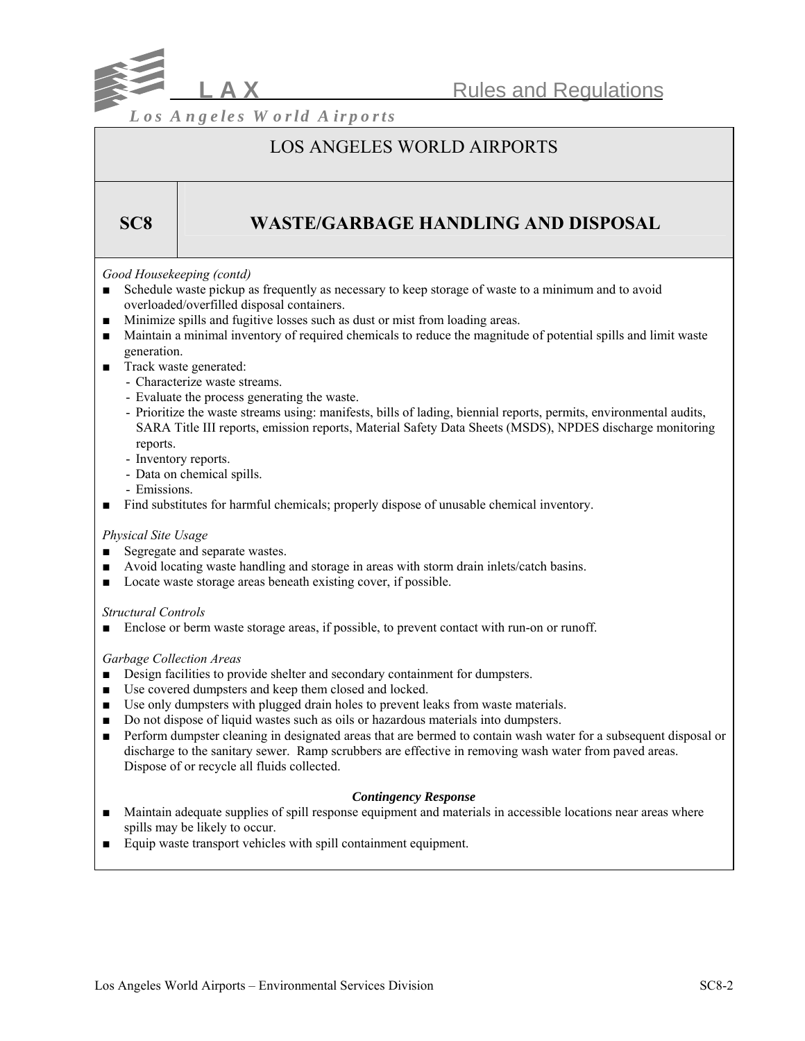# LOS ANGELES WORLD AIRPORTS

## SC8 WASTE/GARBAGE HANDLING AND DISPOSAL

*Good Housekeeping (contd)*

- Schedule waste pickup as frequently as necessary to keep storage of waste to a minimum and to avoid overloaded/overfilled disposal containers.
- Minimize spills and fugitive losses such as dust or mist from loading areas.
- Maintain a minimal inventory of required chemicals to reduce the magnitude of potential spills and limit waste generation.
- Track waste generated:
  - Characterize waste streams.
  - Evaluate the process generating the waste.
  - Prioritize the waste streams using: manifests, bills of lading, biennial reports, permits, environmental audits, SARA Title III reports, emission reports, Material Safety Data Sheets (MSDS), NPDES discharge monitoring reports.
  - Inventory reports.
  - Data on chemical spills.
  - Emissions.
- Find substitutes for harmful chemicals; properly dispose of unusable chemical inventory.

*Physical Site Usage*

- Segregate and separate wastes.
- Avoid locating waste handling and storage in areas with storm drain inlets/catch basins.
- Locate waste storage areas beneath existing cover, if possible.

*Structural Controls*

- Enclose or berm waste storage areas, if possible, to prevent contact with run-on or runoff.

*Garbage Collection Areas*

- Design facilities to provide shelter and secondary containment for dumpsters.
- Use covered dumpsters and keep them closed and locked.
- Use only dumpsters with plugged drain holes to prevent leaks from waste materials.
- Do not dispose of liquid wastes such as oils or hazardous materials into dumpsters.
- Perform dumpster cleaning in designated areas that are bermed to contain wash water for a subsequent disposal or discharge to the sanitary sewer. Ramp scrubbers are effective in removing wash water from paved areas. Dispose of or recycle all fluids collected.

***Contingency Response***

- Maintain adequate supplies of spill response equipment and materials in accessible locations near areas where spills may be likely to occur.
- Equip waste transport vehicles with spill containment equipment.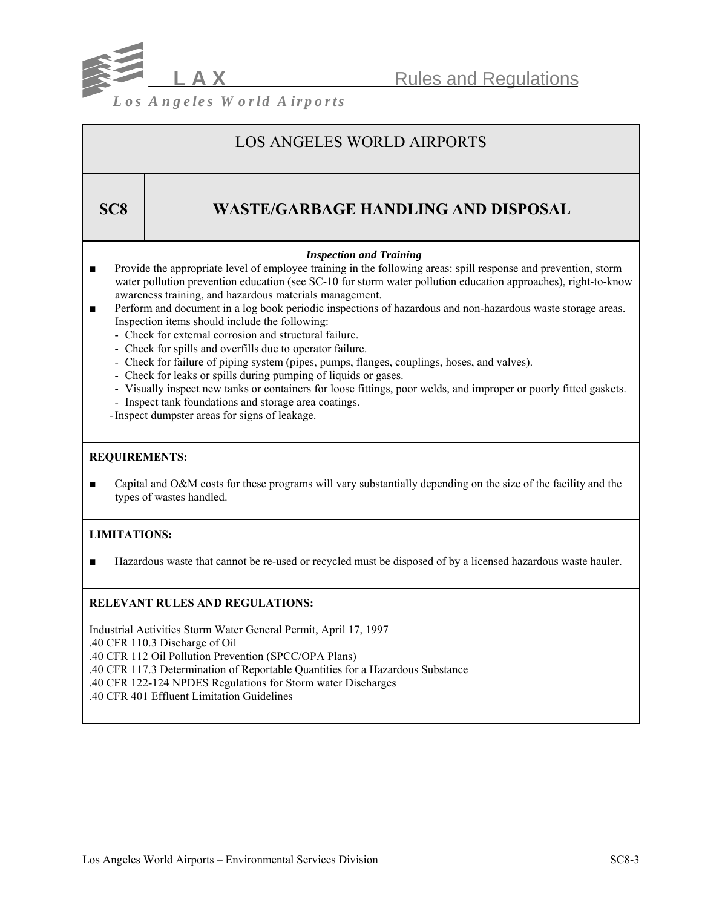# LOS ANGELES WORLD AIRPORTS

## SC8 WASTE/GARBAGE HANDLING AND DISPOSAL

***Inspection and Training***

- Provide the appropriate level of employee training in the following areas: spill response and prevention, storm water pollution prevention education (see SC-10 for storm water pollution education approaches), right-to-know awareness training, and hazardous materials management.
- Perform and document in a log book periodic inspections of hazardous and non-hazardous waste storage areas. Inspection items should include the following:
  - Check for external corrosion and structural failure.
  - Check for spills and overfills due to operator failure.
  - Check for failure of piping system (pipes, pumps, flanges, couplings, hoses, and valves).
  - Check for leaks or spills during pumping of liquids or gases.
  - Visually inspect new tanks or containers for loose fittings, poor welds, and improper or poorly fitted gaskets.
  - Inspect tank foundations and storage area coatings.
  - Inspect dumpster areas for signs of leakage.

**REQUIREMENTS:**

- Capital and O&M costs for these programs will vary substantially depending on the size of the facility and the types of wastes handled.

**LIMITATIONS:**

- Hazardous waste that cannot be re-used or recycled must be disposed of by a licensed hazardous waste hauler.

**RELEVANT RULES AND REGULATIONS:**

Industrial Activities Storm Water General Permit, April 17, 1997
.40 CFR 110.3 Discharge of Oil
.40 CFR 112 Oil Pollution Prevention (SPCC/OPA Plans)
.40 CFR 117.3 Determination of Reportable Quantities for a Hazardous Substance
.40 CFR 122-124 NPDES Regulations for Storm water Discharges
.40 CFR 401 Effluent Limitation Guidelines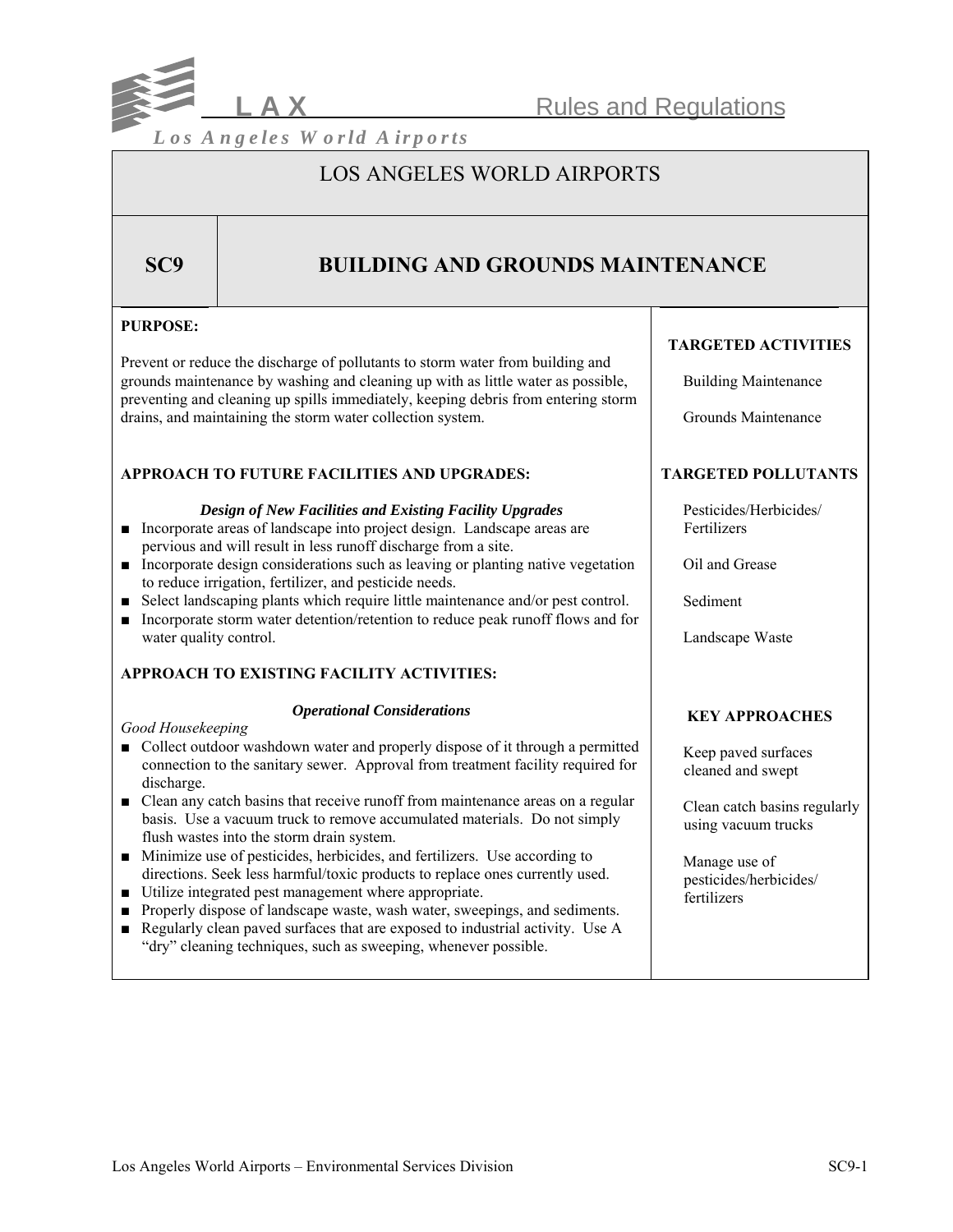# LOS ANGELES WORLD AIRPORTS

## SC9 BUILDING AND GROUNDS MAINTENANCE

**PURPOSE:**

Prevent or reduce the discharge of pollutants to storm water from building and grounds maintenance by washing and cleaning up with as little water as possible, preventing and cleaning up spills immediately, keeping debris from entering storm drains, and maintaining the storm water collection system.

**APPROACH TO FUTURE FACILITIES AND UPGRADES:**

***Design of New Facilities and Existing Facility Upgrades***

- Incorporate areas of landscape into project design. Landscape areas are pervious and will result in less runoff discharge from a site.
- Incorporate design considerations such as leaving or planting native vegetation to reduce irrigation, fertilizer, and pesticide needs.
- Select landscaping plants which require little maintenance and/or pest control.
- Incorporate storm water detention/retention to reduce peak runoff flows and for water quality control.

**APPROACH TO EXISTING FACILITY ACTIVITIES:**

***Operational Considerations***

*Good Housekeeping*

- Collect outdoor washdown water and properly dispose of it through a permitted connection to the sanitary sewer. Approval from treatment facility required for discharge.
- Clean any catch basins that receive runoff from maintenance areas on a regular basis. Use a vacuum truck to remove accumulated materials. Do not simply flush wastes into the storm drain system.
- Minimize use of pesticides, herbicides, and fertilizers. Use according to directions. Seek less harmful/toxic products to replace ones currently used.
- Utilize integrated pest management where appropriate.
- Properly dispose of landscape waste, wash water, sweepings, and sediments.
- Regularly clean paved surfaces that are exposed to industrial activity. Use A "dry" cleaning techniques, such as sweeping, whenever possible.

**TARGETED ACTIVITIES**

Building Maintenance

Grounds Maintenance

**TARGETED POLLUTANTS**

Pesticides/Herbicides/ Fertilizers

Oil and Grease

Sediment

Landscape Waste

**KEY APPROACHES**

Keep paved surfaces cleaned and swept

Clean catch basins regularly using vacuum trucks

Manage use of pesticides/herbicides/ fertilizers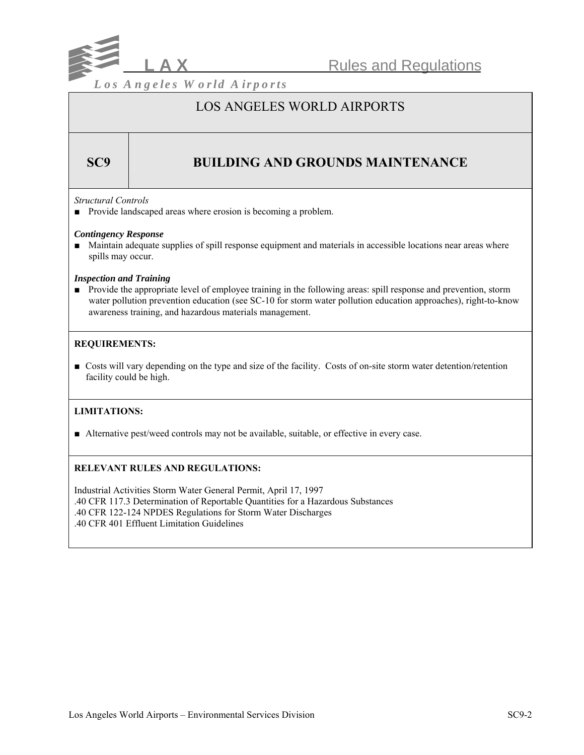# LOS ANGELES WORLD AIRPORTS

## SC9 BUILDING AND GROUNDS MAINTENANCE

*Structural Controls*

- Provide landscaped areas where erosion is becoming a problem.

***Contingency Response***

- Maintain adequate supplies of spill response equipment and materials in accessible locations near areas where spills may occur.

***Inspection and Training***

- Provide the appropriate level of employee training in the following areas: spill response and prevention, storm water pollution prevention education (see SC-10 for storm water pollution education approaches), right-to-know awareness training, and hazardous materials management.

**REQUIREMENTS:**

- Costs will vary depending on the type and size of the facility. Costs of on-site storm water detention/retention facility could be high.

**LIMITATIONS:**

- Alternative pest/weed controls may not be available, suitable, or effective in every case.

**RELEVANT RULES AND REGULATIONS:**

Industrial Activities Storm Water General Permit, April 17, 1997
.40 CFR 117.3 Determination of Reportable Quantities for a Hazardous Substances
.40 CFR 122-124 NPDES Regulations for Storm Water Discharges
.40 CFR 401 Effluent Limitation Guidelines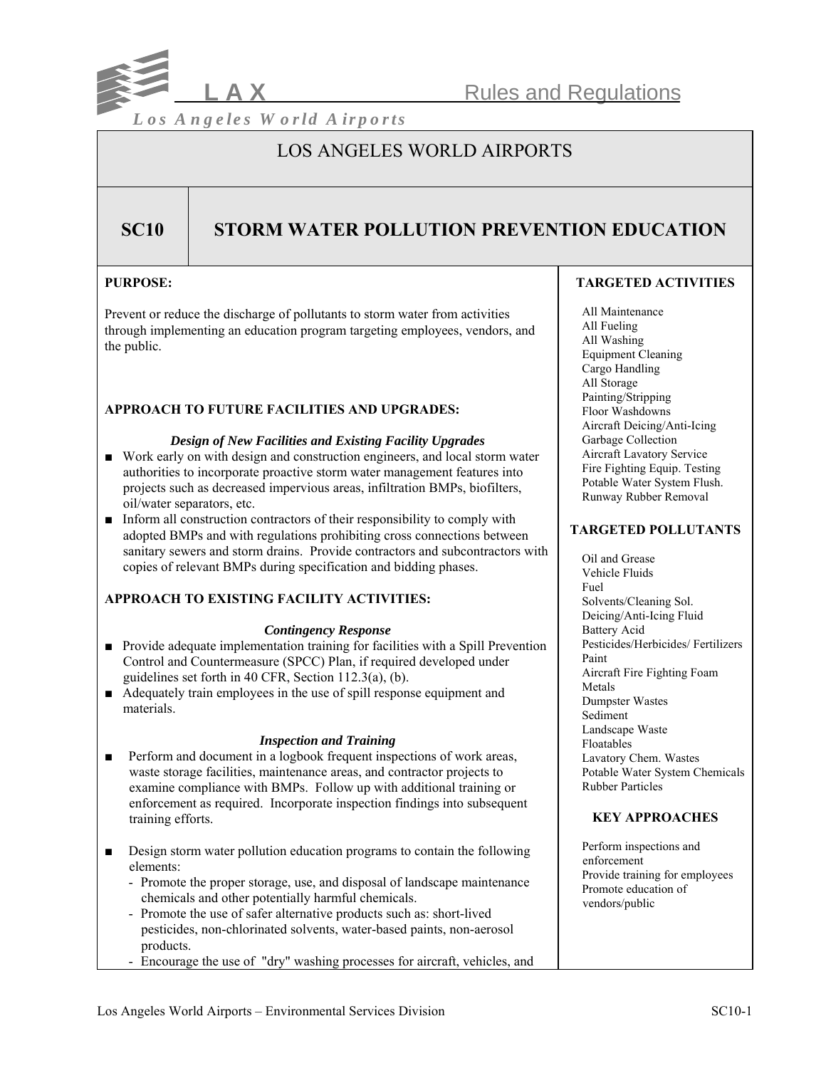# LOS ANGELES WORLD AIRPORTS

## SC10 STORM WATER POLLUTION PREVENTION EDUCATION

**PURPOSE:**

Prevent or reduce the discharge of pollutants to storm water from activities through implementing an education program targeting employees, vendors, and the public.

**APPROACH TO FUTURE FACILITIES AND UPGRADES:**

***Design of New Facilities and Existing Facility Upgrades***

- Work early on with design and construction engineers, and local storm water authorities to incorporate proactive storm water management features into projects such as decreased impervious areas, infiltration BMPs, biofilters, oil/water separators, etc.
- Inform all construction contractors of their responsibility to comply with adopted BMPs and with regulations prohibiting cross connections between sanitary sewers and storm drains. Provide contractors and subcontractors with copies of relevant BMPs during specification and bidding phases.

**APPROACH TO EXISTING FACILITY ACTIVITIES:**

***Contingency Response***

- Provide adequate implementation training for facilities with a Spill Prevention Control and Countermeasure (SPCC) Plan, if required developed under guidelines set forth in 40 CFR, Section 112.3(a), (b).
- Adequately train employees in the use of spill response equipment and materials.

***Inspection and Training***

- Perform and document in a logbook frequent inspections of work areas, waste storage facilities, maintenance areas, and contractor projects to examine compliance with BMPs. Follow up with additional training or enforcement as required. Incorporate inspection findings into subsequent training efforts.
- Design storm water pollution education programs to contain the following elements:
  - Promote the proper storage, use, and disposal of landscape maintenance chemicals and other potentially harmful chemicals.
  - Promote the use of safer alternative products such as: short-lived pesticides, non-chlorinated solvents, water-based paints, non-aerosol products.
  - Encourage the use of "dry" washing processes for aircraft, vehicles, and

**TARGETED ACTIVITIES**

All Maintenance
All Fueling
All Washing
Equipment Cleaning
Cargo Handling
All Storage
Painting/Stripping
Floor Washdowns
Aircraft Deicing/Anti-Icing
Garbage Collection
Aircraft Lavatory Service
Fire Fighting Equip. Testing
Potable Water System Flush.
Runway Rubber Removal

**TARGETED POLLUTANTS**

Oil and Grease
Vehicle Fluids
Fuel
Solvents/Cleaning Sol.
Deicing/Anti-Icing Fluid
Battery Acid
Pesticides/Herbicides/ Fertilizers
Paint
Aircraft Fire Fighting Foam
Metals
Dumpster Wastes
Sediment
Landscape Waste
Floatables
Lavatory Chem. Wastes
Potable Water System Chemicals
Rubber Particles

**KEY APPROACHES**

Perform inspections and enforcement
Provide training for employees
Promote education of vendors/public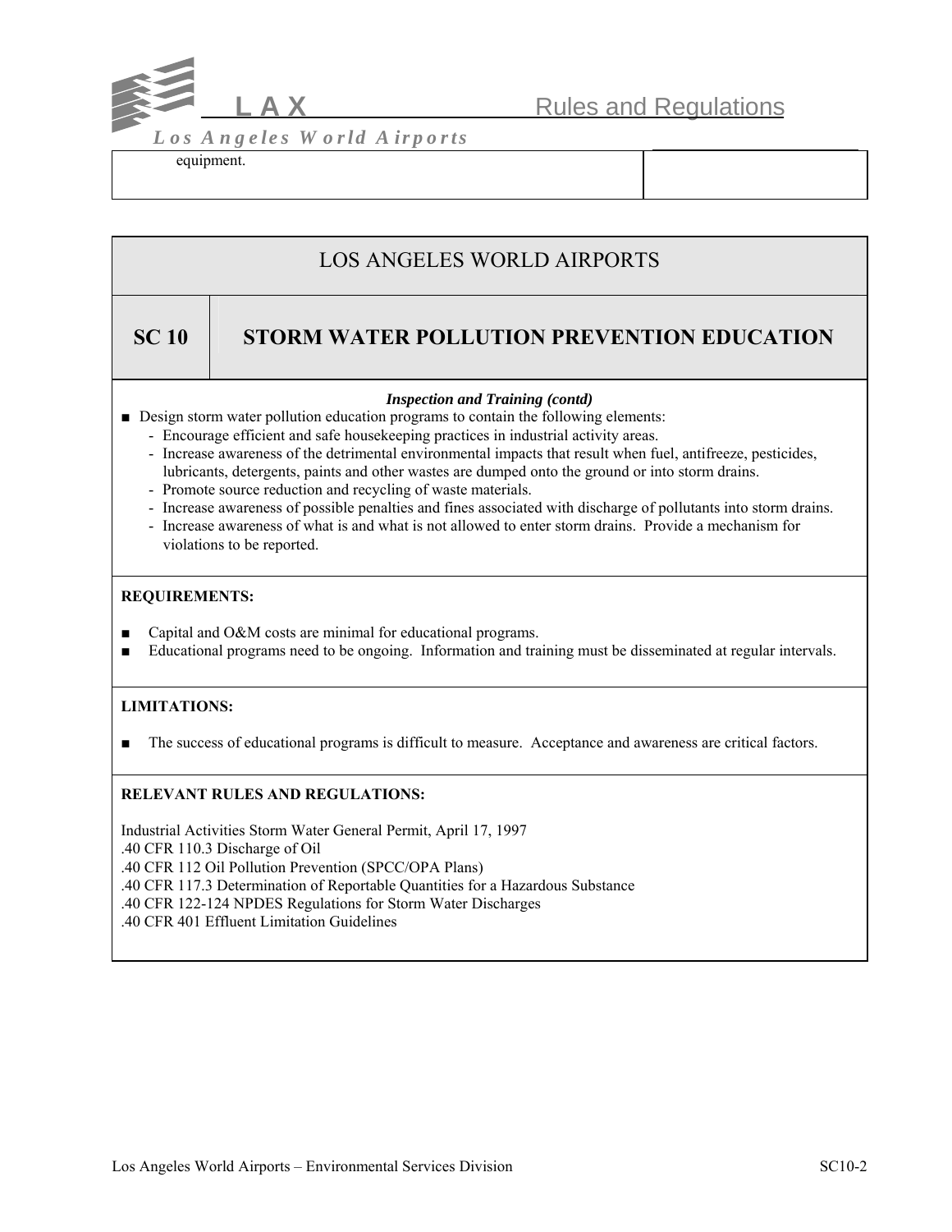equipment.

## LOS ANGELES WORLD AIRPORTS

## SC 10 STORM WATER POLLUTION PREVENTION EDUCATION

***Inspection and Training (contd)***

- Design storm water pollution education programs to contain the following elements:
  - Encourage efficient and safe housekeeping practices in industrial activity areas.
  - Increase awareness of the detrimental environmental impacts that result when fuel, antifreeze, pesticides, lubricants, detergents, paints and other wastes are dumped onto the ground or into storm drains.
  - Promote source reduction and recycling of waste materials.
  - Increase awareness of possible penalties and fines associated with discharge of pollutants into storm drains.
  - Increase awareness of what is and what is not allowed to enter storm drains. Provide a mechanism for violations to be reported.

**REQUIREMENTS:**

- Capital and O&M costs are minimal for educational programs.
- Educational programs need to be ongoing. Information and training must be disseminated at regular intervals.

**LIMITATIONS:**

- The success of educational programs is difficult to measure. Acceptance and awareness are critical factors.

**RELEVANT RULES AND REGULATIONS:**

Industrial Activities Storm Water General Permit, April 17, 1997
.40 CFR 110.3 Discharge of Oil
.40 CFR 112 Oil Pollution Prevention (SPCC/OPA Plans)
.40 CFR 117.3 Determination of Reportable Quantities for a Hazardous Substance
.40 CFR 122-124 NPDES Regulations for Storm Water Discharges
.40 CFR 401 Effluent Limitation Guidelines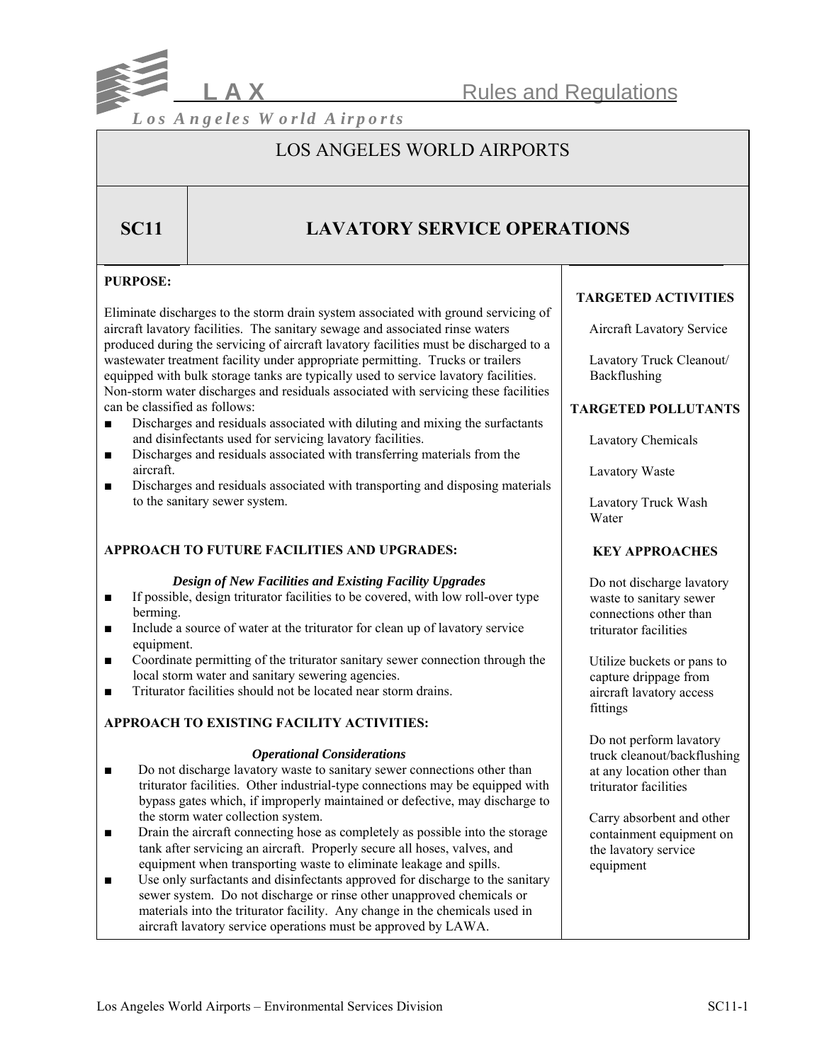# LOS ANGELES WORLD AIRPORTS

## SC11 LAVATORY SERVICE OPERATIONS

**PURPOSE:**

Eliminate discharges to the storm drain system associated with ground servicing of aircraft lavatory facilities. The sanitary sewage and associated rinse waters produced during the servicing of aircraft lavatory facilities must be discharged to a wastewater treatment facility under appropriate permitting. Trucks or trailers equipped with bulk storage tanks are typically used to service lavatory facilities. Non-storm water discharges and residuals associated with servicing these facilities can be classified as follows:

- Discharges and residuals associated with diluting and mixing the surfactants and disinfectants used for servicing lavatory facilities.
- Discharges and residuals associated with transferring materials from the aircraft.
- Discharges and residuals associated with transporting and disposing materials to the sanitary sewer system.

**APPROACH TO FUTURE FACILITIES AND UPGRADES:**

***Design of New Facilities and Existing Facility Upgrades***

- If possible, design triturator facilities to be covered, with low roll-over type berming.
- Include a source of water at the triturator for clean up of lavatory service equipment.
- Coordinate permitting of the triturator sanitary sewer connection through the local storm water and sanitary sewering agencies.
- Triturator facilities should not be located near storm drains.

**APPROACH TO EXISTING FACILITY ACTIVITIES:**

***Operational Considerations***

- Do not discharge lavatory waste to sanitary sewer connections other than triturator facilities. Other industrial-type connections may be equipped with bypass gates which, if improperly maintained or defective, may discharge to the storm water collection system.
- Drain the aircraft connecting hose as completely as possible into the storage tank after servicing an aircraft. Properly secure all hoses, valves, and equipment when transporting waste to eliminate leakage and spills.
- Use only surfactants and disinfectants approved for discharge to the sanitary sewer system. Do not discharge or rinse other unapproved chemicals or materials into the triturator facility. Any change in the chemicals used in aircraft lavatory service operations must be approved by LAWA.

**TARGETED ACTIVITIES**

Aircraft Lavatory Service

Lavatory Truck Cleanout/ Backflushing

**TARGETED POLLUTANTS**

Lavatory Chemicals

Lavatory Waste

Lavatory Truck Wash Water

**KEY APPROACHES**

Do not discharge lavatory waste to sanitary sewer connections other than triturator facilities

Utilize buckets or pans to capture drippage from aircraft lavatory access fittings

Do not perform lavatory truck cleanout/backflushing at any location other than triturator facilities

Carry absorbent and other containment equipment on the lavatory service equipment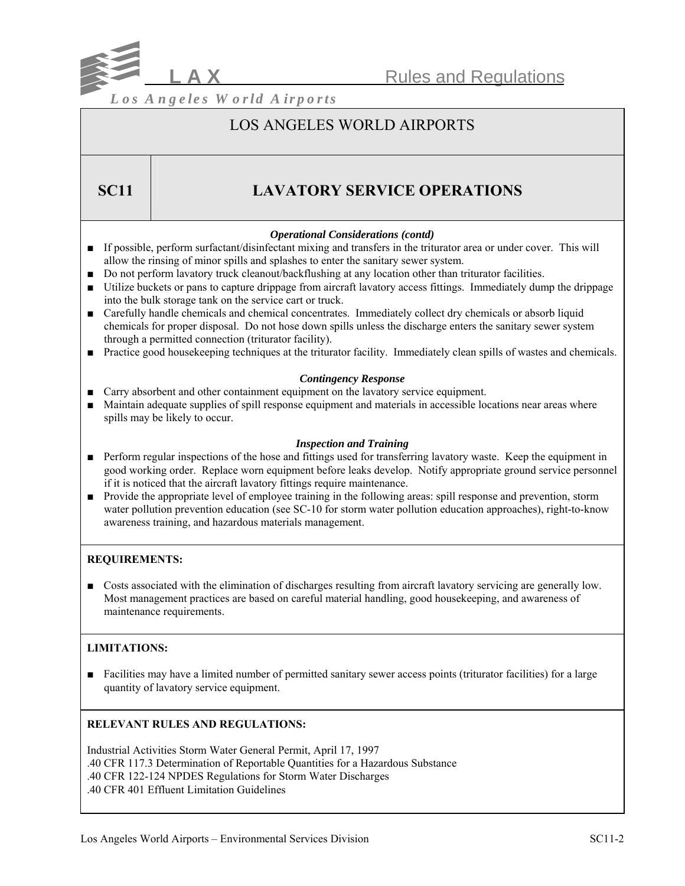# LOS ANGELES WORLD AIRPORTS

## SC11 LAVATORY SERVICE OPERATIONS

***Operational Considerations (contd)***

- If possible, perform surfactant/disinfectant mixing and transfers in the triturator area or under cover. This will allow the rinsing of minor spills and splashes to enter the sanitary sewer system.
- Do not perform lavatory truck cleanout/backflushing at any location other than triturator facilities.
- Utilize buckets or pans to capture drippage from aircraft lavatory access fittings. Immediately dump the drippage into the bulk storage tank on the service cart or truck.
- Carefully handle chemicals and chemical concentrates. Immediately collect dry chemicals or absorb liquid chemicals for proper disposal. Do not hose down spills unless the discharge enters the sanitary sewer system through a permitted connection (triturator facility).
- Practice good housekeeping techniques at the triturator facility. Immediately clean spills of wastes and chemicals.

***Contingency Response***

- Carry absorbent and other containment equipment on the lavatory service equipment.
- Maintain adequate supplies of spill response equipment and materials in accessible locations near areas where spills may be likely to occur.

***Inspection and Training***

- Perform regular inspections of the hose and fittings used for transferring lavatory waste. Keep the equipment in good working order. Replace worn equipment before leaks develop. Notify appropriate ground service personnel if it is noticed that the aircraft lavatory fittings require maintenance.
- Provide the appropriate level of employee training in the following areas: spill response and prevention, storm water pollution prevention education (see SC-10 for storm water pollution education approaches), right-to-know awareness training, and hazardous materials management.

**REQUIREMENTS:**

- Costs associated with the elimination of discharges resulting from aircraft lavatory servicing are generally low. Most management practices are based on careful material handling, good housekeeping, and awareness of maintenance requirements.

**LIMITATIONS:**

- Facilities may have a limited number of permitted sanitary sewer access points (triturator facilities) for a large quantity of lavatory service equipment.

**RELEVANT RULES AND REGULATIONS:**

Industrial Activities Storm Water General Permit, April 17, 1997
.40 CFR 117.3 Determination of Reportable Quantities for a Hazardous Substance
.40 CFR 122-124 NPDES Regulations for Storm Water Discharges
.40 CFR 401 Effluent Limitation Guidelines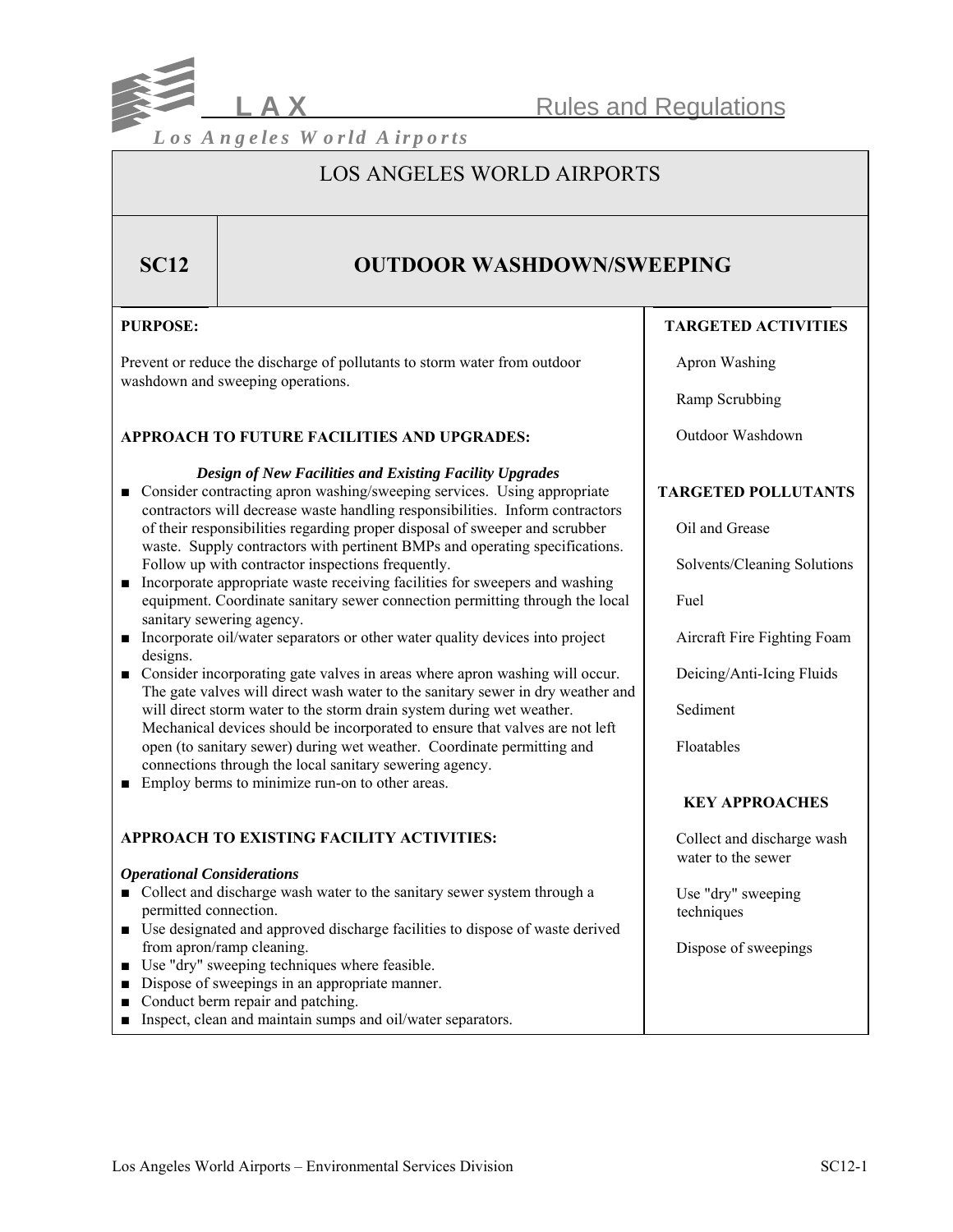# LOS ANGELES WORLD AIRPORTS

## SC12 OUTDOOR WASHDOWN/SWEEPING

**PURPOSE:**

Prevent or reduce the discharge of pollutants to storm water from outdoor washdown and sweeping operations.

**APPROACH TO FUTURE FACILITIES AND UPGRADES:**

***Design of New Facilities and Existing Facility Upgrades***

- Consider contracting apron washing/sweeping services. Using appropriate contractors will decrease waste handling responsibilities. Inform contractors of their responsibilities regarding proper disposal of sweeper and scrubber waste. Supply contractors with pertinent BMPs and operating specifications. Follow up with contractor inspections frequently.
- Incorporate appropriate waste receiving facilities for sweepers and washing equipment. Coordinate sanitary sewer connection permitting through the local sanitary sewering agency.
- Incorporate oil/water separators or other water quality devices into project designs.
- Consider incorporating gate valves in areas where apron washing will occur. The gate valves will direct wash water to the sanitary sewer in dry weather and will direct storm water to the storm drain system during wet weather. Mechanical devices should be incorporated to ensure that valves are not left open (to sanitary sewer) during wet weather. Coordinate permitting and connections through the local sanitary sewering agency.
- Employ berms to minimize run-on to other areas.

**APPROACH TO EXISTING FACILITY ACTIVITIES:**

***Operational Considerations***

- Collect and discharge wash water to the sanitary sewer system through a permitted connection.
- Use designated and approved discharge facilities to dispose of waste derived from apron/ramp cleaning.
- Use "dry" sweeping techniques where feasible.
- Dispose of sweepings in an appropriate manner.
- Conduct berm repair and patching.
- Inspect, clean and maintain sumps and oil/water separators.

**TARGETED ACTIVITIES**

- Apron Washing
- Ramp Scrubbing
- Outdoor Washdown

**TARGETED POLLUTANTS**

- Oil and Grease
- Solvents/Cleaning Solutions
- Fuel
- Aircraft Fire Fighting Foam
- Deicing/Anti-Icing Fluids
- Sediment
- Floatables

**KEY APPROACHES**

- Collect and discharge wash water to the sewer
- Use "dry" sweeping techniques
- Dispose of sweepings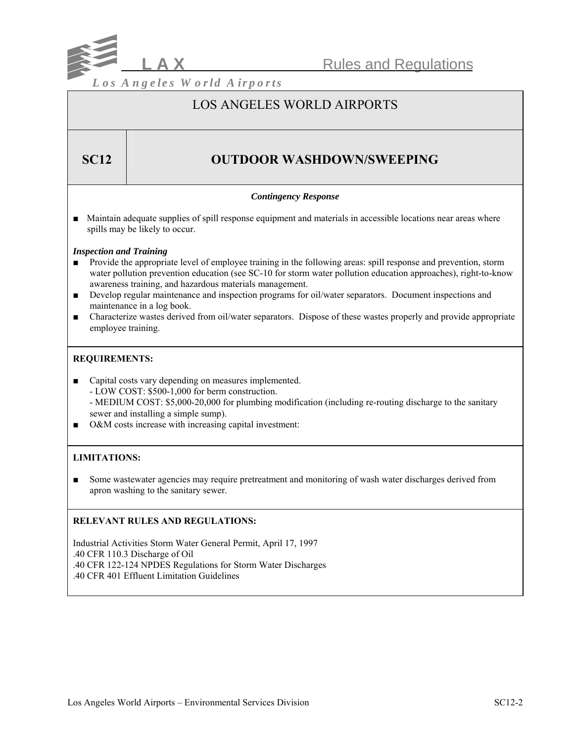# LOS ANGELES WORLD AIRPORTS

## SC12 OUTDOOR WASHDOWN/SWEEPING

***Contingency Response***

- Maintain adequate supplies of spill response equipment and materials in accessible locations near areas where spills may be likely to occur.

***Inspection and Training***

- Provide the appropriate level of employee training in the following areas: spill response and prevention, storm water pollution prevention education (see SC-10 for storm water pollution education approaches), right-to-know awareness training, and hazardous materials management.
- Develop regular maintenance and inspection programs for oil/water separators. Document inspections and maintenance in a log book.
- Characterize wastes derived from oil/water separators. Dispose of these wastes properly and provide appropriate employee training.

**REQUIREMENTS:**

- Capital costs vary depending on measures implemented.
  - LOW COST: $500-1,000 for berm construction.
  - MEDIUM COST: $5,000-20,000 for plumbing modification (including re-routing discharge to the sanitary sewer and installing a simple sump).
- O&M costs increase with increasing capital investment:

**LIMITATIONS:**

- Some wastewater agencies may require pretreatment and monitoring of wash water discharges derived from apron washing to the sanitary sewer.

**RELEVANT RULES AND REGULATIONS:**

Industrial Activities Storm Water General Permit, April 17, 1997
.40 CFR 110.3 Discharge of Oil
.40 CFR 122-124 NPDES Regulations for Storm Water Discharges
.40 CFR 401 Effluent Limitation Guidelines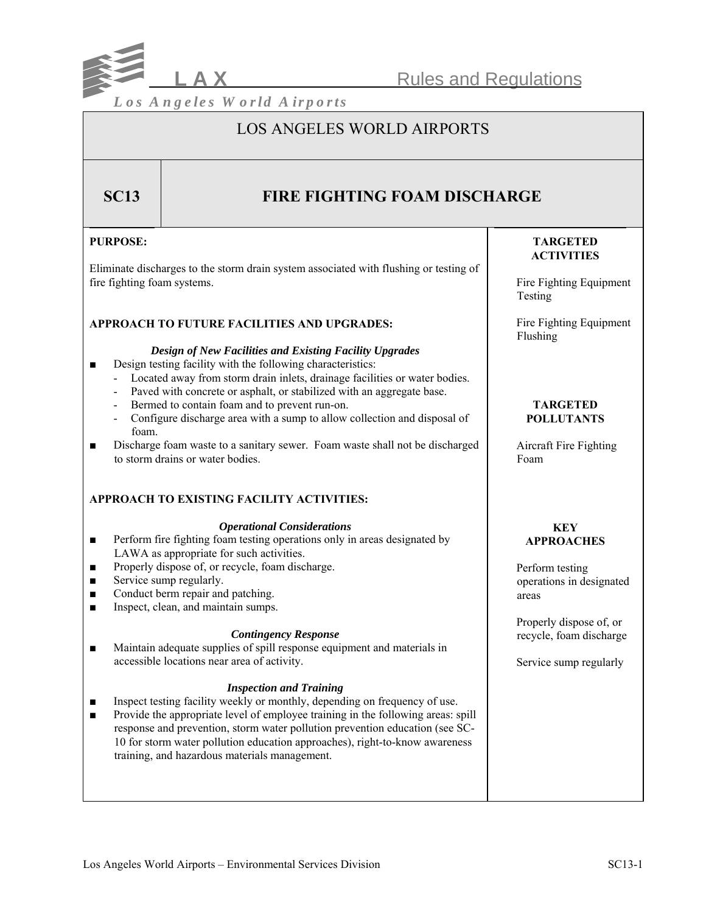# LOS ANGELES WORLD AIRPORTS

## SC13 FIRE FIGHTING FOAM DISCHARGE

**PURPOSE:**

Eliminate discharges to the storm drain system associated with flushing or testing of fire fighting foam systems.

**APPROACH TO FUTURE FACILITIES AND UPGRADES:**

***Design of New Facilities and Existing Facility Upgrades***

- Design testing facility with the following characteristics:
  - Located away from storm drain inlets, drainage facilities or water bodies.
  - Paved with concrete or asphalt, or stabilized with an aggregate base.
  - Bermed to contain foam and to prevent run-on.
  - Configure discharge area with a sump to allow collection and disposal of foam.
- Discharge foam waste to a sanitary sewer. Foam waste shall not be discharged to storm drains or water bodies.

**APPROACH TO EXISTING FACILITY ACTIVITIES:**

***Operational Considerations***

- Perform fire fighting foam testing operations only in areas designated by LAWA as appropriate for such activities.
- Properly dispose of, or recycle, foam discharge.
- Service sump regularly.
- Conduct berm repair and patching.
- Inspect, clean, and maintain sumps.

***Contingency Response***

- Maintain adequate supplies of spill response equipment and materials in accessible locations near area of activity.

***Inspection and Training***

- Inspect testing facility weekly or monthly, depending on frequency of use.
- Provide the appropriate level of employee training in the following areas: spill response and prevention, storm water pollution prevention education (see SC-10 for storm water pollution education approaches), right-to-know awareness training, and hazardous materials management.

**TARGETED ACTIVITIES**

Fire Fighting Equipment Testing

Fire Fighting Equipment Flushing

**TARGETED POLLUTANTS**

Aircraft Fire Fighting Foam

**KEY APPROACHES**

Perform testing operations in designated areas

Properly dispose of, or recycle, foam discharge

Service sump regularly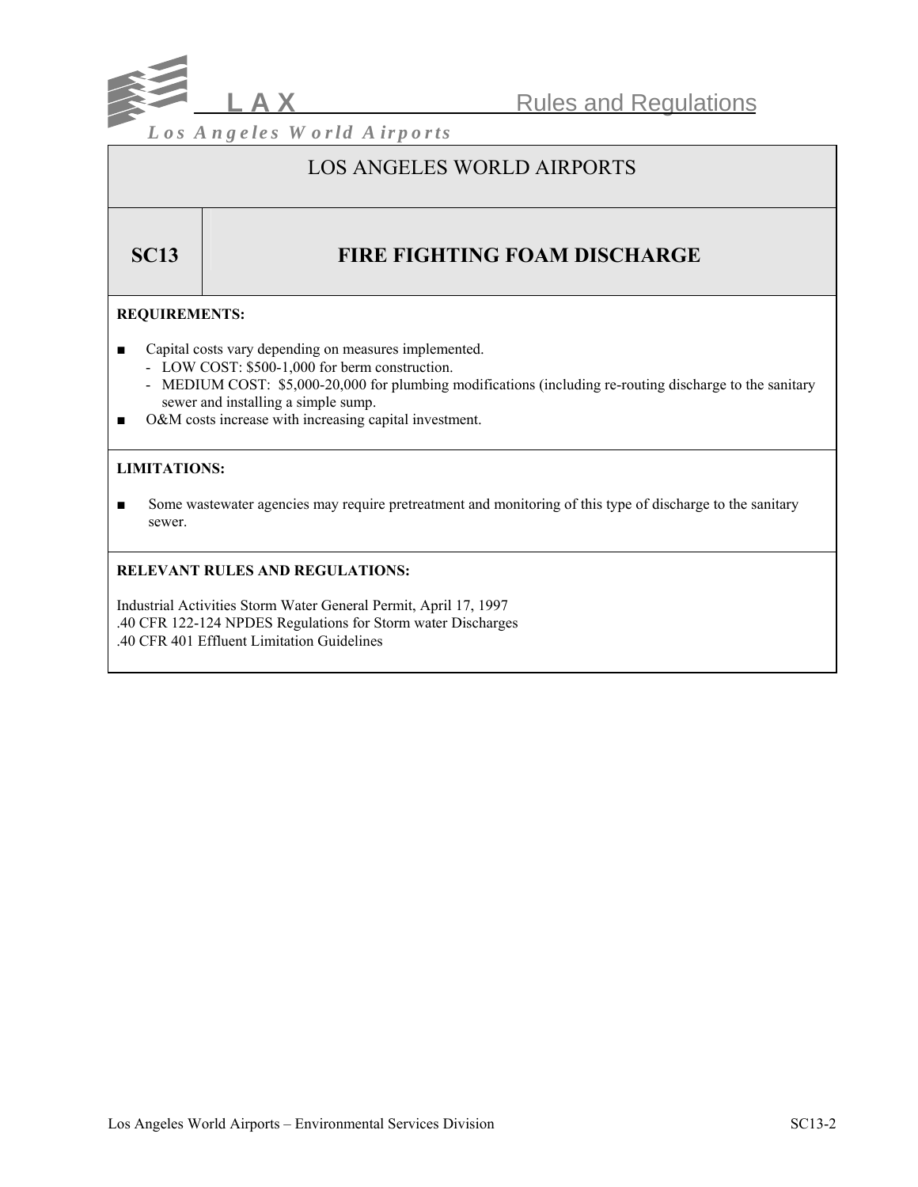# LOS ANGELES WORLD AIRPORTS

## SC13 FIRE FIGHTING FOAM DISCHARGE

**REQUIREMENTS:**

- Capital costs vary depending on measures implemented.
  - LOW COST: $500-1,000 for berm construction.
  - MEDIUM COST: $5,000-20,000 for plumbing modifications (including re-routing discharge to the sanitary sewer and installing a simple sump.
- O&M costs increase with increasing capital investment.

**LIMITATIONS:**

- Some wastewater agencies may require pretreatment and monitoring of this type of discharge to the sanitary sewer.

**RELEVANT RULES AND REGULATIONS:**

Industrial Activities Storm Water General Permit, April 17, 1997
.40 CFR 122-124 NPDES Regulations for Storm water Discharges
.40 CFR 401 Effluent Limitation Guidelines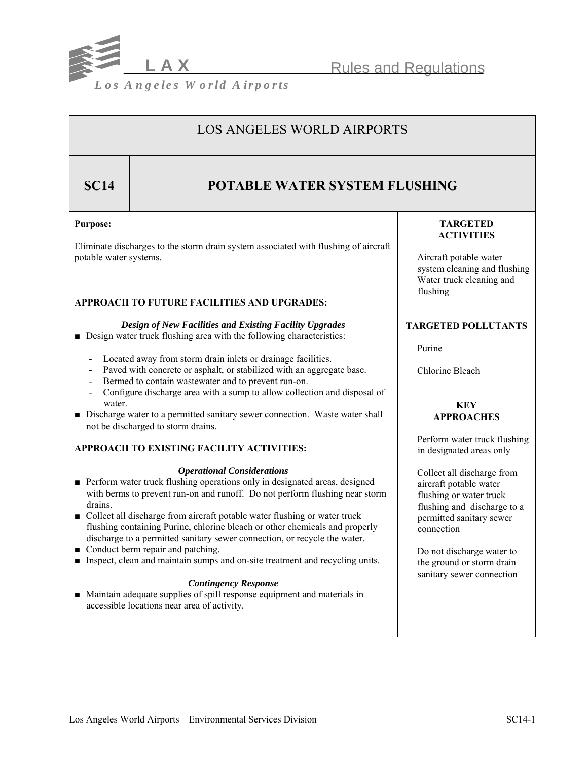# LOS ANGELES WORLD AIRPORTS

## SC14 POTABLE WATER SYSTEM FLUSHING

**Purpose:**

Eliminate discharges to the storm drain system associated with flushing of aircraft potable water systems.

**APPROACH TO FUTURE FACILITIES AND UPGRADES:**

***Design of New Facilities and Existing Facility Upgrades***

- Design water truck flushing area with the following characteristics:
  - Located away from storm drain inlets or drainage facilities.
  - Paved with concrete or asphalt, or stabilized with an aggregate base.
  - Bermed to contain wastewater and to prevent run-on.
  - Configure discharge area with a sump to allow collection and disposal of water.
- Discharge water to a permitted sanitary sewer connection. Waste water shall not be discharged to storm drains.

**APPROACH TO EXISTING FACILITY ACTIVITIES:**

***Operational Considerations***

- Perform water truck flushing operations only in designated areas, designed with berms to prevent run-on and runoff. Do not perform flushing near storm drains.
- Collect all discharge from aircraft potable water flushing or water truck flushing containing Purine, chlorine bleach or other chemicals and properly discharge to a permitted sanitary sewer connection, or recycle the water.
- Conduct berm repair and patching.
- Inspect, clean and maintain sumps and on-site treatment and recycling units.

***Contingency Response***

- Maintain adequate supplies of spill response equipment and materials in accessible locations near area of activity.

**TARGETED ACTIVITIES**

Aircraft potable water system cleaning and flushing
Water truck cleaning and flushing

**TARGETED POLLUTANTS**

Purine

Chlorine Bleach

**KEY APPROACHES**

Perform water truck flushing in designated areas only

Collect all discharge from aircraft potable water flushing or water truck flushing and discharge to a permitted sanitary sewer connection

Do not discharge water to the ground or storm drain sanitary sewer connection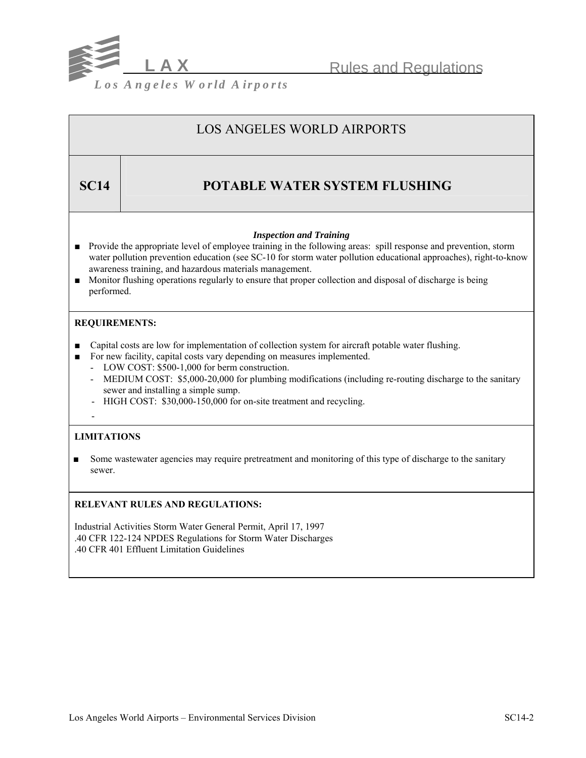# LOS ANGELES WORLD AIRPORTS

## SC14 POTABLE WATER SYSTEM FLUSHING

***Inspection and Training***

- Provide the appropriate level of employee training in the following areas: spill response and prevention, storm water pollution prevention education (see SC-10 for storm water pollution educational approaches), right-to-know awareness training, and hazardous materials management.
- Monitor flushing operations regularly to ensure that proper collection and disposal of discharge is being performed.

**REQUIREMENTS:**

- Capital costs are low for implementation of collection system for aircraft potable water flushing.
- For new facility, capital costs vary depending on measures implemented.
  - LOW COST: $500-1,000 for berm construction.
  - MEDIUM COST: $5,000-20,000 for plumbing modifications (including re-routing discharge to the sanitary sewer and installing a simple sump.
  - HIGH COST: $30,000-150,000 for on-site treatment and recycling.
  -

**LIMITATIONS**

- Some wastewater agencies may require pretreatment and monitoring of this type of discharge to the sanitary sewer.

**RELEVANT RULES AND REGULATIONS:**

Industrial Activities Storm Water General Permit, April 17, 1997
.40 CFR 122-124 NPDES Regulations for Storm Water Discharges
.40 CFR 401 Effluent Limitation Guidelines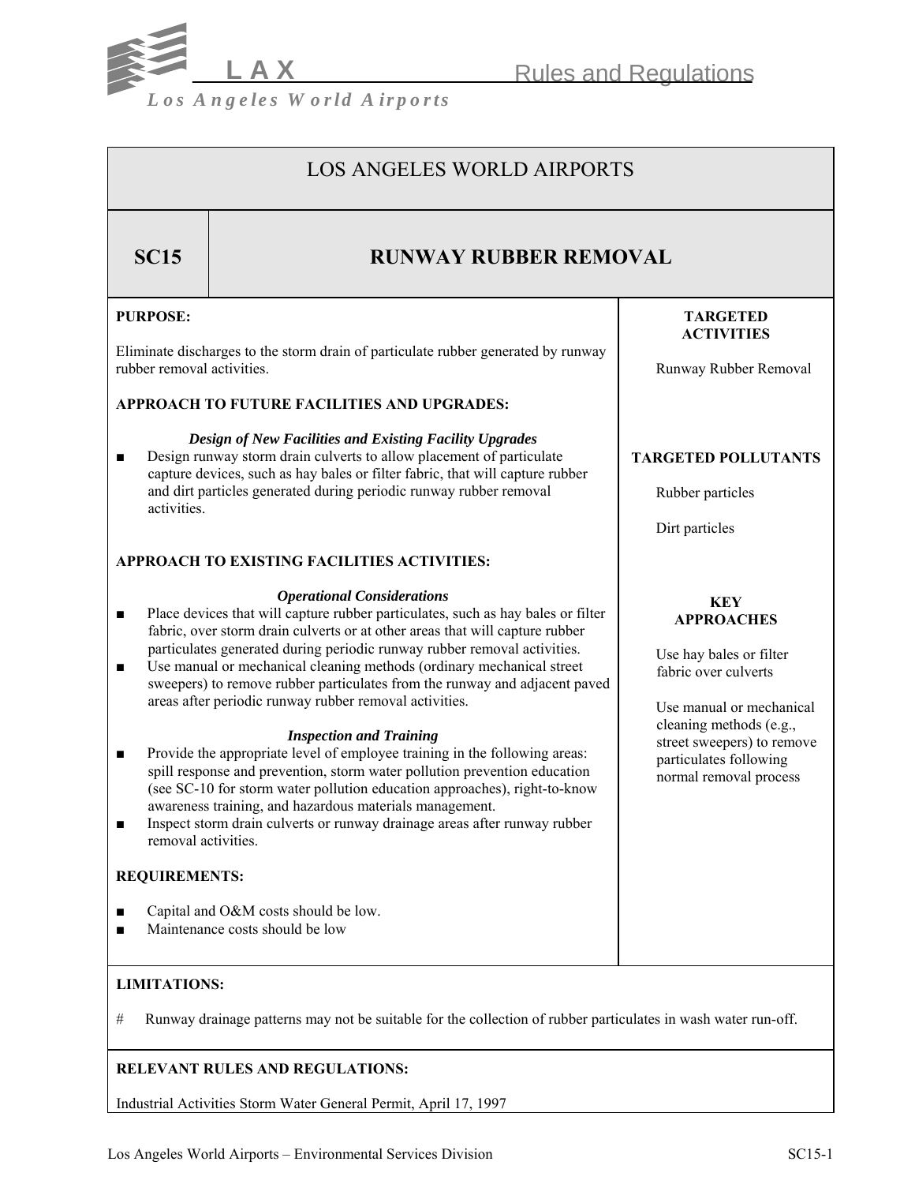# LOS ANGELES WORLD AIRPORTS

## SC15 RUNWAY RUBBER REMOVAL

**PURPOSE:**

Eliminate discharges to the storm drain of particulate rubber generated by runway rubber removal activities.

**APPROACH TO FUTURE FACILITIES AND UPGRADES:**

***Design of New Facilities and Existing Facility Upgrades***

- Design runway storm drain culverts to allow placement of particulate capture devices, such as hay bales or filter fabric, that will capture rubber and dirt particles generated during periodic runway rubber removal activities.

**APPROACH TO EXISTING FACILITIES ACTIVITIES:**

***Operational Considerations***

- Place devices that will capture rubber particulates, such as hay bales or filter fabric, over storm drain culverts or at other areas that will capture rubber particulates generated during periodic runway rubber removal activities.
- Use manual or mechanical cleaning methods (ordinary mechanical street sweepers) to remove rubber particulates from the runway and adjacent paved areas after periodic runway rubber removal activities.

***Inspection and Training***

- Provide the appropriate level of employee training in the following areas: spill response and prevention, storm water pollution prevention education (see SC-10 for storm water pollution education approaches), right-to-know awareness training, and hazardous materials management.
- Inspect storm drain culverts or runway drainage areas after runway rubber removal activities.

**REQUIREMENTS:**

- Capital and O&M costs should be low.
- Maintenance costs should be low

**TARGETED ACTIVITIES**

Runway Rubber Removal

**TARGETED POLLUTANTS**

Rubber particles

Dirt particles

**KEY APPROACHES**

Use hay bales or filter fabric over culverts

Use manual or mechanical cleaning methods (e.g., street sweepers) to remove particulates following normal removal process

**LIMITATIONS:**

# Runway drainage patterns may not be suitable for the collection of rubber particulates in wash water run-off.

**RELEVANT RULES AND REGULATIONS:**

Industrial Activities Storm Water General Permit, April 17, 1997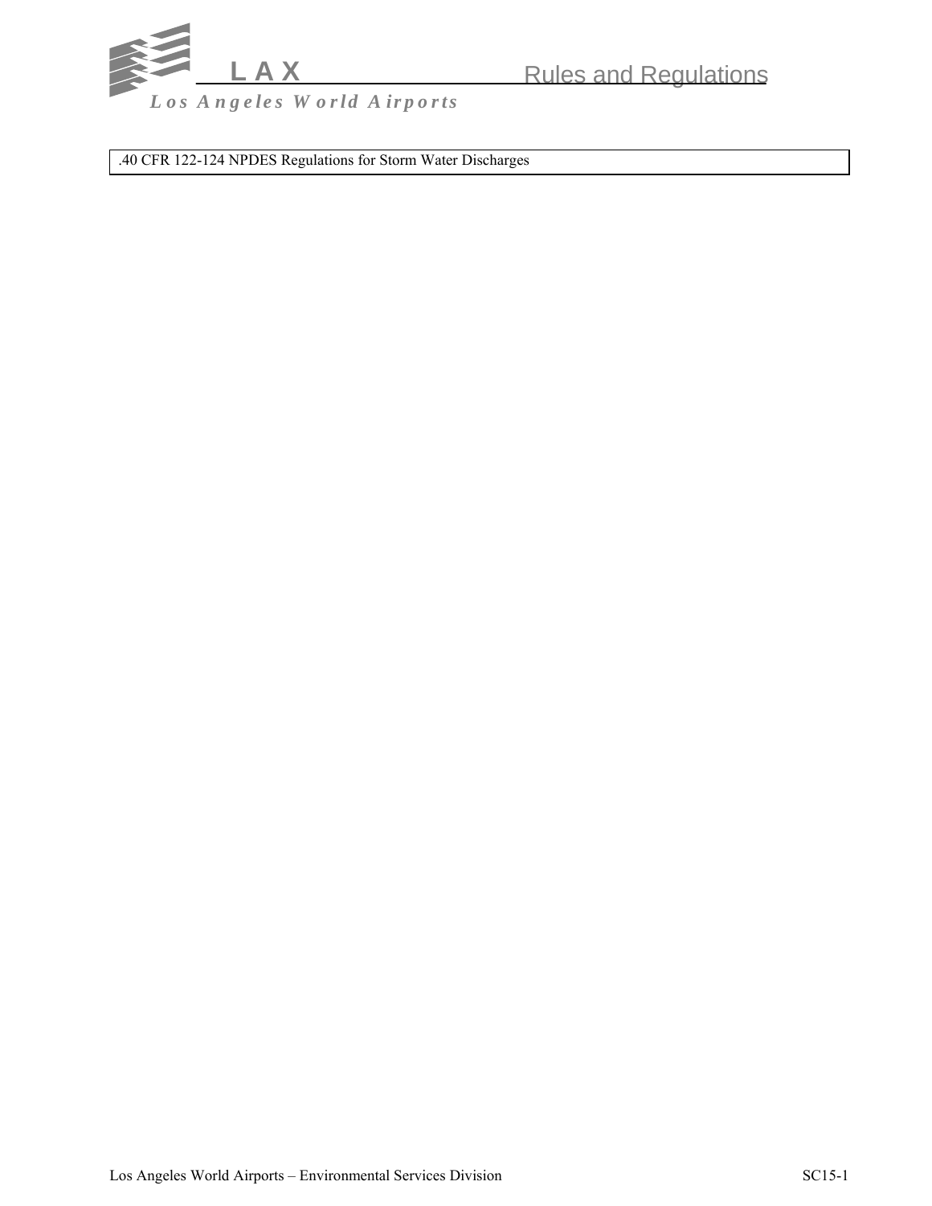| .40 CFR 122-124 NPDES Regulations for Storm Water Discharges |
| --- |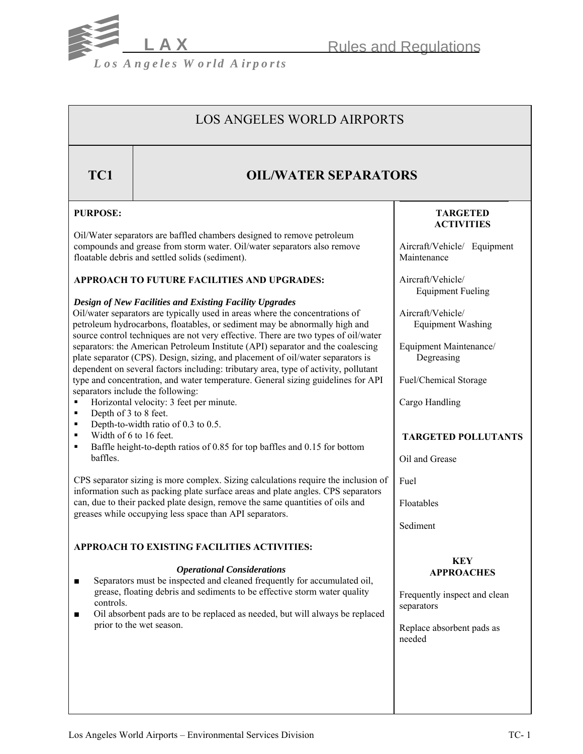# LOS ANGELES WORLD AIRPORTS

## TC1 OIL/WATER SEPARATORS

**PURPOSE:**

Oil/Water separators are baffled chambers designed to remove petroleum compounds and grease from storm water. Oil/water separators also remove floatable debris and settled solids (sediment).

**APPROACH TO FUTURE FACILITIES AND UPGRADES:**

***Design of New Facilities and Existing Facility Upgrades***

Oil/water separators are typically used in areas where the concentrations of petroleum hydrocarbons, floatables, or sediment may be abnormally high and source control techniques are not very effective. There are two types of oil/water separators: the American Petroleum Institute (API) separator and the coalescing plate separator (CPS). Design, sizing, and placement of oil/water separators is dependent on several factors including: tributary area, type of activity, pollutant type and concentration, and water temperature. General sizing guidelines for API separators include the following:

- Horizontal velocity: 3 feet per minute.
- Depth of 3 to 8 feet.
- Depth-to-width ratio of 0.3 to 0.5.
- Width of 6 to 16 feet.
- Baffle height-to-depth ratios of 0.85 for top baffles and 0.15 for bottom baffles.

CPS separator sizing is more complex. Sizing calculations require the inclusion of information such as packing plate surface areas and plate angles. CPS separators can, due to their packed plate design, remove the same quantities of oils and greases while occupying less space than API separators.

**APPROACH TO EXISTING FACILITIES ACTIVITIES:**

***Operational Considerations***

- Separators must be inspected and cleaned frequently for accumulated oil, grease, floating debris and sediments to be effective storm water quality controls.
- Oil absorbent pads are to be replaced as needed, but will always be replaced prior to the wet season.

**TARGETED ACTIVITIES**

Aircraft/Vehicle/ Equipment Maintenance

Aircraft/Vehicle/ Equipment Fueling

Aircraft/Vehicle/ Equipment Washing

Equipment Maintenance/ Degreasing

Fuel/Chemical Storage

Cargo Handling

**TARGETED POLLUTANTS**

Oil and Grease

Fuel

Floatables

Sediment

**KEY APPROACHES**

Frequently inspect and clean separators

Replace absorbent pads as needed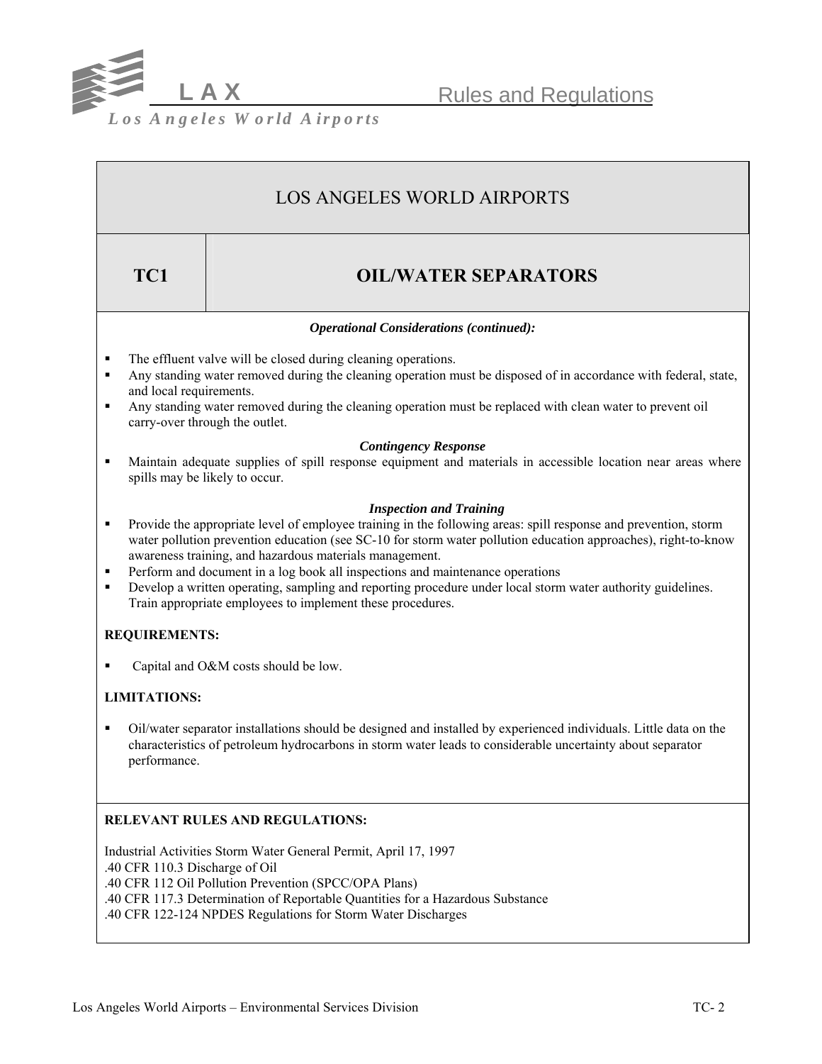# LOS ANGELES WORLD AIRPORTS

## TC1 — OIL/WATER SEPARATORS

***Operational Considerations (continued):***

- The effluent valve will be closed during cleaning operations.
- Any standing water removed during the cleaning operation must be disposed of in accordance with federal, state, and local requirements.
- Any standing water removed during the cleaning operation must be replaced with clean water to prevent oil carry-over through the outlet.

***Contingency Response***

- Maintain adequate supplies of spill response equipment and materials in accessible location near areas where spills may be likely to occur.

***Inspection and Training***

- Provide the appropriate level of employee training in the following areas: spill response and prevention, storm water pollution prevention education (see SC-10 for storm water pollution education approaches), right-to-know awareness training, and hazardous materials management.
- Perform and document in a log book all inspections and maintenance operations
- Develop a written operating, sampling and reporting procedure under local storm water authority guidelines. Train appropriate employees to implement these procedures.

**REQUIREMENTS:**

- Capital and O&M costs should be low.

**LIMITATIONS:**

- Oil/water separator installations should be designed and installed by experienced individuals. Little data on the characteristics of petroleum hydrocarbons in storm water leads to considerable uncertainty about separator performance.

**RELEVANT RULES AND REGULATIONS:**

Industrial Activities Storm Water General Permit, April 17, 1997
.40 CFR 110.3 Discharge of Oil
.40 CFR 112 Oil Pollution Prevention (SPCC/OPA Plans)
.40 CFR 117.3 Determination of Reportable Quantities for a Hazardous Substance
.40 CFR 122-124 NPDES Regulations for Storm Water Discharges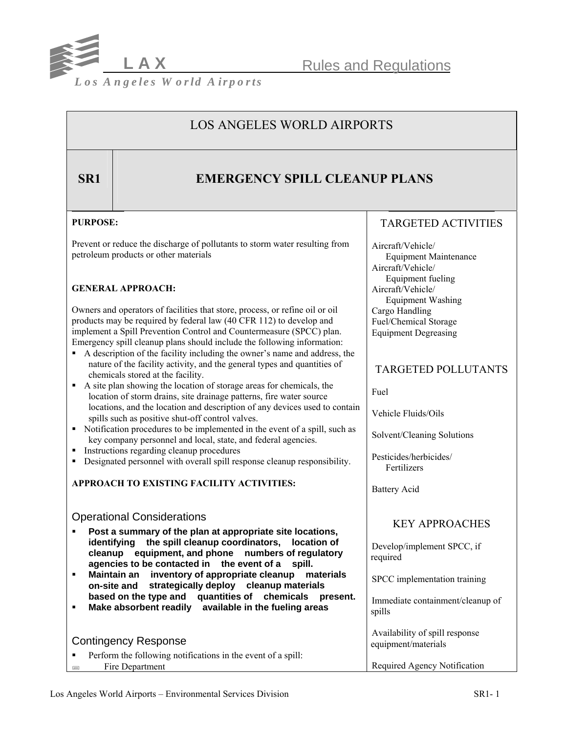LOS ANGELES WORLD AIRPORTS

# SR1 EMERGENCY SPILL CLEANUP PLANS

**PURPOSE:**

Prevent or reduce the discharge of pollutants to storm water resulting from petroleum products or other materials

**GENERAL APPROACH:**

Owners and operators of facilities that store, process, or refine oil or oil products may be required by federal law (40 CFR 112) to develop and implement a Spill Prevention Control and Countermeasure (SPCC) plan. Emergency spill cleanup plans should include the following information:

- A description of the facility including the owner's name and address, the nature of the facility activity, and the general types and quantities of chemicals stored at the facility.
- A site plan showing the location of storage areas for chemicals, the location of storm drains, site drainage patterns, fire water source locations, and the location and description of any devices used to contain spills such as positive shut-off control valves.
- Notification procedures to be implemented in the event of a spill, such as key company personnel and local, state, and federal agencies.
- Instructions regarding cleanup procedures
- Designated personnel with overall spill response cleanup responsibility.

**APPROACH TO EXISTING FACILITY ACTIVITIES:**

## Operational Considerations

- **Post a summary of the plan at appropriate site locations, identifying the spill cleanup coordinators, location of cleanup equipment, and phone numbers of regulatory agencies to be contacted in the event of a spill.**
- **Maintain an inventory of appropriate cleanup materials on-site and strategically deploy cleanup materials based on the type and quantities of chemicals present.**
- **Make absorbent readily available in the fueling areas**

## Contingency Response

- Perform the following notifications in the event of a spill:
  - Fire Department

## TARGETED ACTIVITIES

Aircraft/Vehicle/ Equipment Maintenance
Aircraft/Vehicle/ Equipment fueling
Aircraft/Vehicle/ Equipment Washing
Cargo Handling
Fuel/Chemical Storage
Equipment Degreasing

## TARGETED POLLUTANTS

Fuel

Vehicle Fluids/Oils

Solvent/Cleaning Solutions

Pesticides/herbicides/ Fertilizers

Battery Acid

## KEY APPROACHES

Develop/implement SPCC, if required

SPCC implementation training

Immediate containment/cleanup of spills

Availability of spill response equipment/materials

Required Agency Notification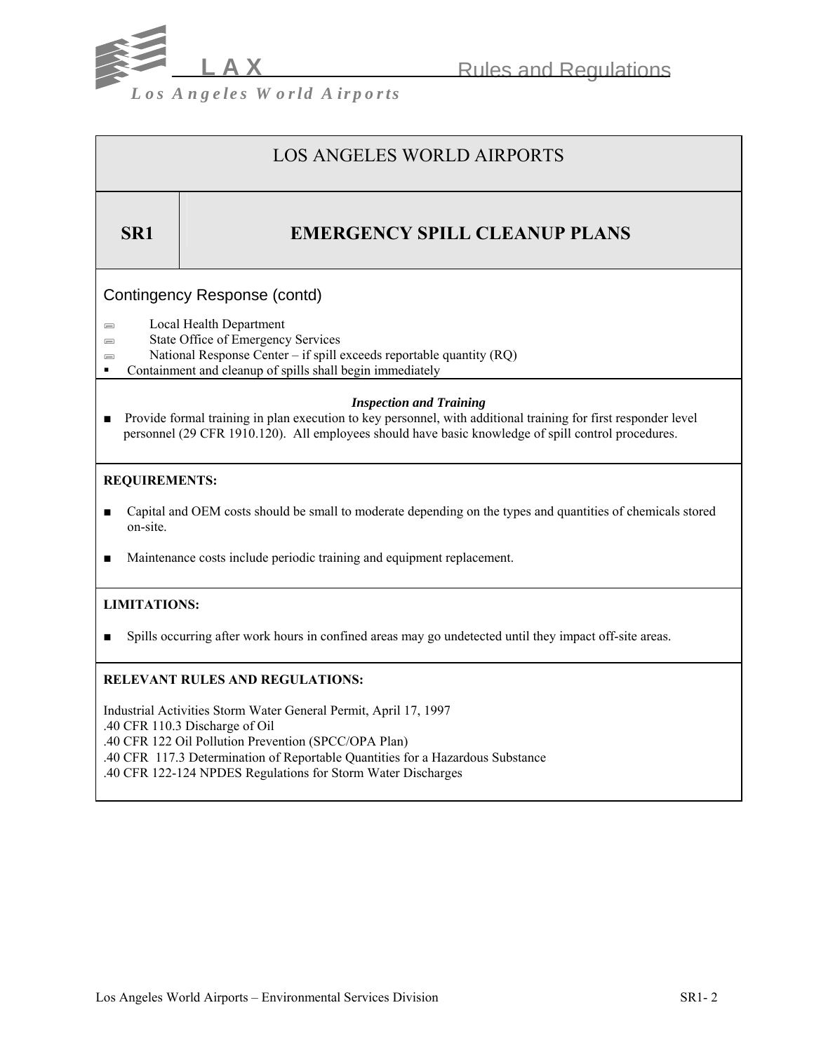# LOS ANGELES WORLD AIRPORTS

## SR1 EMERGENCY SPILL CLEANUP PLANS

Contingency Response (contd)

- Local Health Department
- State Office of Emergency Services
- National Response Center – if spill exceeds reportable quantity (RQ)
- Containment and cleanup of spills shall begin immediately

***Inspection and Training***

- Provide formal training in plan execution to key personnel, with additional training for first responder level personnel (29 CFR 1910.120). All employees should have basic knowledge of spill control procedures.

**REQUIREMENTS:**

- Capital and OEM costs should be small to moderate depending on the types and quantities of chemicals stored on-site.
- Maintenance costs include periodic training and equipment replacement.

**LIMITATIONS:**

- Spills occurring after work hours in confined areas may go undetected until they impact off-site areas.

**RELEVANT RULES AND REGULATIONS:**

Industrial Activities Storm Water General Permit, April 17, 1997
.40 CFR 110.3 Discharge of Oil
.40 CFR 122 Oil Pollution Prevention (SPCC/OPA Plan)
.40 CFR 117.3 Determination of Reportable Quantities for a Hazardous Substance
.40 CFR 122-124 NPDES Regulations for Storm Water Discharges